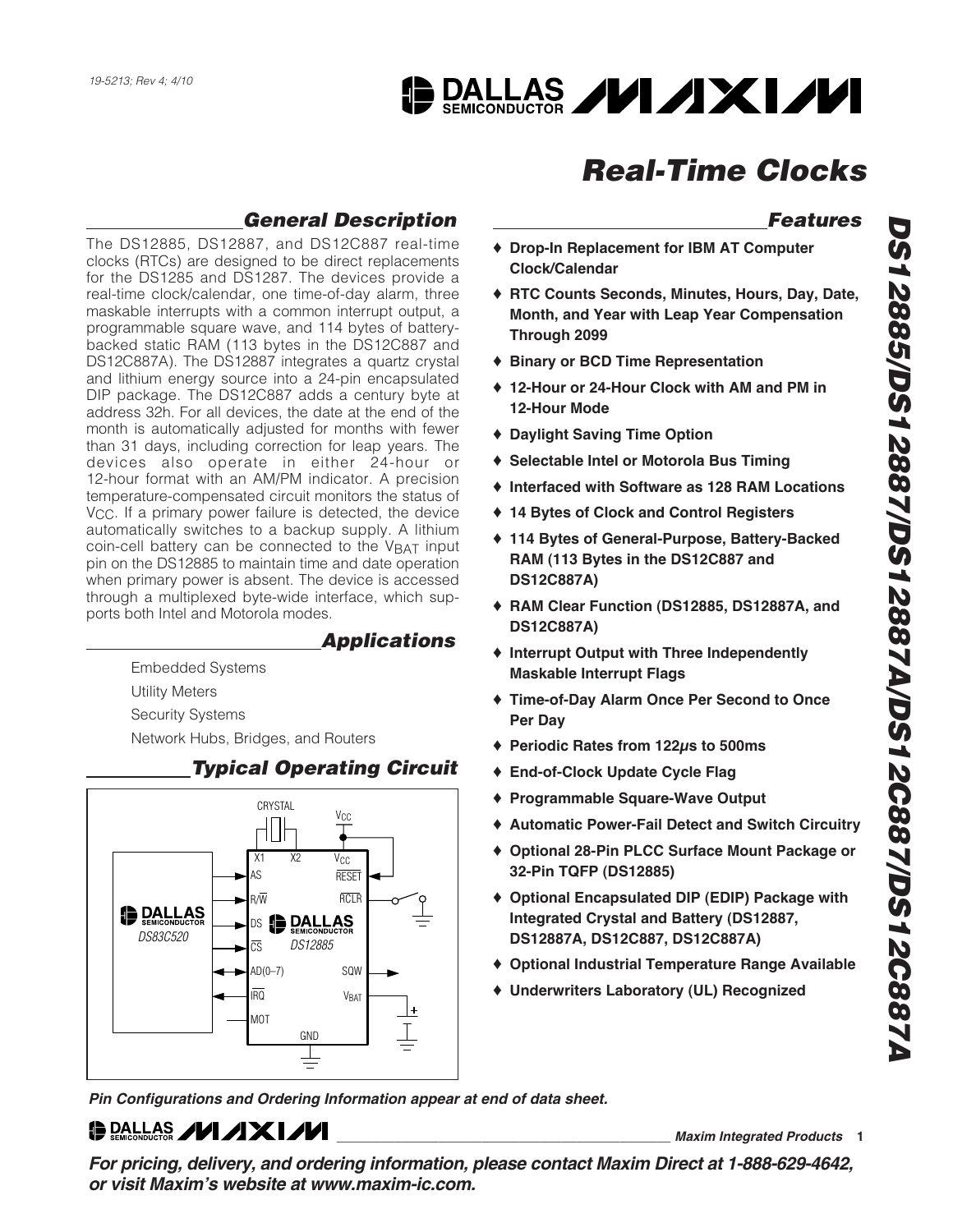19-5213; Rev 4; 4/10

# Real-Time Clocks

# DS12885/DS12887/DS12887A/DS12C887/DS12C887A

## General Description

The DS12885, DS12887, and DS12C887 real-time clocks (RTCs) are designed to be direct replacements for the DS1285 and DS1287. The devices provide a real-time clock/calendar, one time-of-day alarm, three maskable interrupts with a common interrupt output, a programmable square wave, and 114 bytes of battery-backed static RAM (113 bytes in the DS12C887 and DS12C887A). The DS12887 integrates a quartz crystal and lithium energy source into a 24-pin encapsulated DIP package. The DS12C887 adds a century byte at address 32h. For all devices, the date at the end of the month is automatically adjusted for months with fewer than 31 days, including correction for leap years. The devices also operate in either 24-hour or 12-hour format with an AM/PM indicator. A precision temperature-compensated circuit monitors the status of $V_{CC}$. If a primary power failure is detected, the device automatically switches to a backup supply. A lithium coin-cell battery can be connected to the $V_{BAT}$ input pin on the DS12885 to maintain time and date operation when primary power is absent. The device is accessed through a multiplexed byte-wide interface, which supports both Intel and Motorola modes.

## Applications

Embedded Systems

Utility Meters

Security Systems

Network Hubs, Bridges, and Routers

## Typical Operating Circuit

## Features

- ♦ Drop-In Replacement for IBM AT Computer Clock/Calendar
- ♦ RTC Counts Seconds, Minutes, Hours, Day, Date, Month, and Year with Leap Year Compensation Through 2099
- ♦ Binary or BCD Time Representation
- ♦ 12-Hour or 24-Hour Clock with AM and PM in 12-Hour Mode
- ♦ Daylight Saving Time Option
- ♦ Selectable Intel or Motorola Bus Timing
- ♦ Interfaced with Software as 128 RAM Locations
- ♦ 14 Bytes of Clock and Control Registers
- ♦ 114 Bytes of General-Purpose, Battery-Backed RAM (113 Bytes in the DS12C887 and DS12C887A)
- ♦ RAM Clear Function (DS12885, DS12887A, and DS12C887A)
- ♦ Interrupt Output with Three Independently Maskable Interrupt Flags
- ♦ Time-of-Day Alarm Once Per Second to Once Per Day
- ♦ Periodic Rates from 122µs to 500ms
- ♦ End-of-Clock Update Cycle Flag
- ♦ Programmable Square-Wave Output
- ♦ Automatic Power-Fail Detect and Switch Circuitry
- ♦ Optional 28-Pin PLCC Surface Mount Package or 32-Pin TQFP (DS12885)
- ♦ Optional Encapsulated DIP (EDIP) Package with Integrated Crystal and Battery (DS12887, DS12887A, DS12C887, DS12C887A)
- ♦ Optional Industrial Temperature Range Available
- ♦ Underwriters Laboratory (UL) Recognized

***Pin Configurations and Ordering Information appear at end of data sheet.***

***For pricing, delivery, and ordering information, please contact Maxim Direct at 1-888-629-4642, or visit Maxim's website at www.maxim-ic.com.***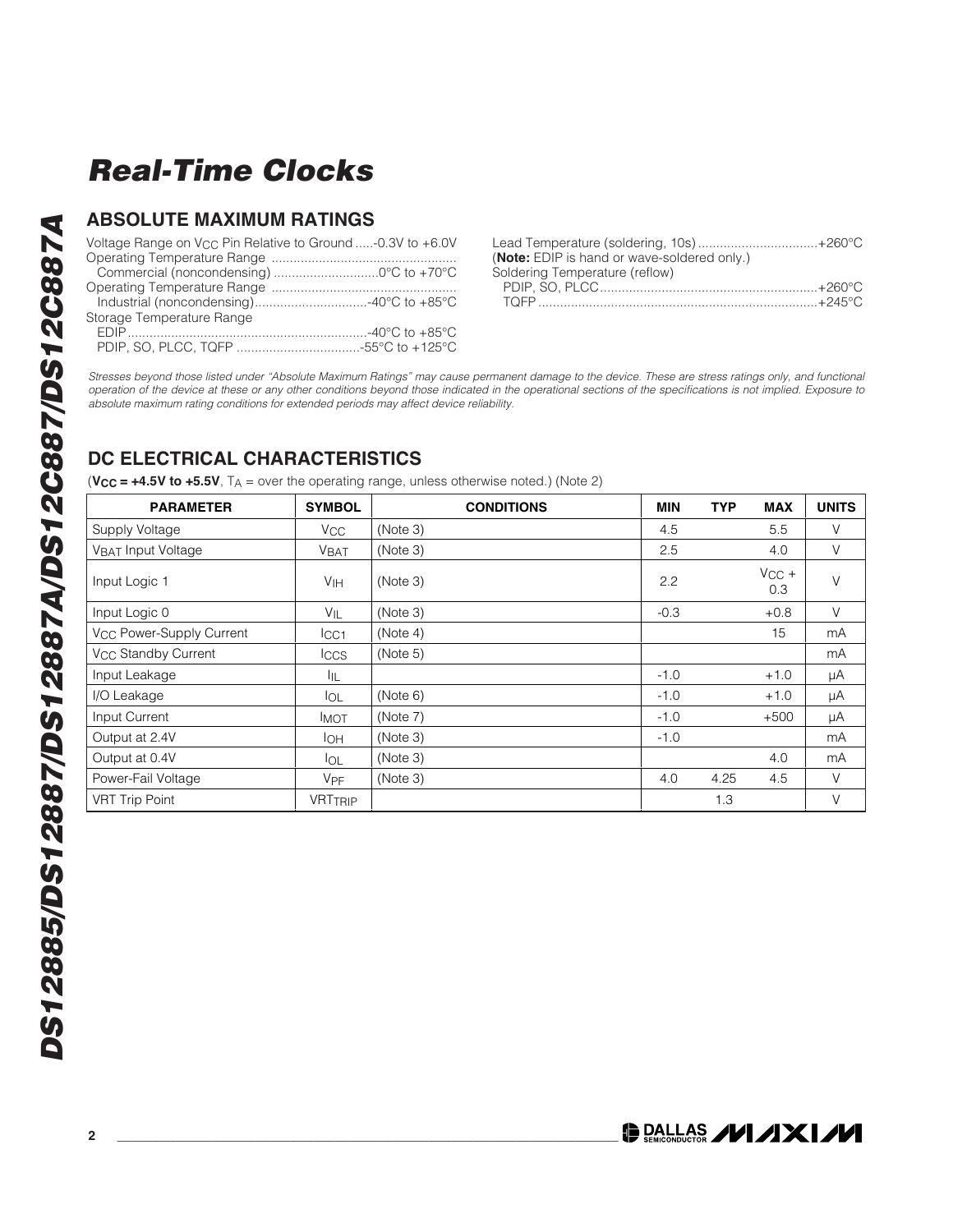## ABSOLUTE MAXIMUM RATINGS

Voltage Range on $V_{CC}$ Pin Relative to Ground .....-0.3V to +6.0V
Operating Temperature Range
 Commercial (noncondensing) ............................0°C to +70°C
Operating Temperature Range
 Industrial (noncondensing)...............................-40°C to +85°C
Storage Temperature Range
 EDIP.................................................................-40°C to +85°C
 PDIP, SO, PLCC, TQFP .................................-55°C to +125°C

Lead Temperature (soldering, 10s) ................................+260°C
(**Note:** EDIP is hand or wave-soldered only.)
Soldering Temperature (reflow)
 PDIP, SO, PLCC...........................................................+260°C
 TQFP ............................................................................+245°C

*Stresses beyond those listed under "Absolute Maximum Ratings" may cause permanent damage to the device. These are stress ratings only, and functional operation of the device at these or any other conditions beyond those indicated in the operational sections of the specifications is not implied. Exposure to absolute maximum rating conditions for extended periods may affect device reliability.*

## DC ELECTRICAL CHARACTERISTICS

(**$V_{CC}$ = +4.5V to +5.5V**, $T_A$ = over the operating range, unless otherwise noted.) (Note 2)

| PARAMETER | SYMBOL | CONDITIONS | MIN | TYP | MAX | UNITS |
|---|---|---|---|---|---|---|
| Supply Voltage | $V_{CC}$ | (Note 3) | 4.5 | | 5.5 | V |
| $V_{BAT}$ Input Voltage | $V_{BAT}$ | (Note 3) | 2.5 | | 4.0 | V |
| Input Logic 1 | $V_{IH}$ | (Note 3) | 2.2 | | $V_{CC}$ + 0.3 | V |
| Input Logic 0 | $V_{IL}$ | (Note 3) | -0.3 | | +0.8 | V |
| $V_{CC}$ Power-Supply Current | $I_{CC1}$ | (Note 4) | | | 15 | mA |
| $V_{CC}$ Standby Current | $I_{CCS}$ | (Note 5) | | | | mA |
| Input Leakage | $I_{IL}$ | | -1.0 | | +1.0 | µA |
| I/O Leakage | $I_{OL}$ | (Note 6) | -1.0 | | +1.0 | µA |
| Input Current | $I_{MOT}$ | (Note 7) | -1.0 | | +500 | µA |
| Output at 2.4V | $I_{OH}$ | (Note 3) | -1.0 | | | mA |
| Output at 0.4V | $I_{OL}$ | (Note 3) | | | 4.0 | mA |
| Power-Fail Voltage | $V_{PF}$ | (Note 3) | 4.0 | 4.25 | 4.5 | V |
| VRT Trip Point | $VRT_{TRIP}$ | | | 1.3 | | V |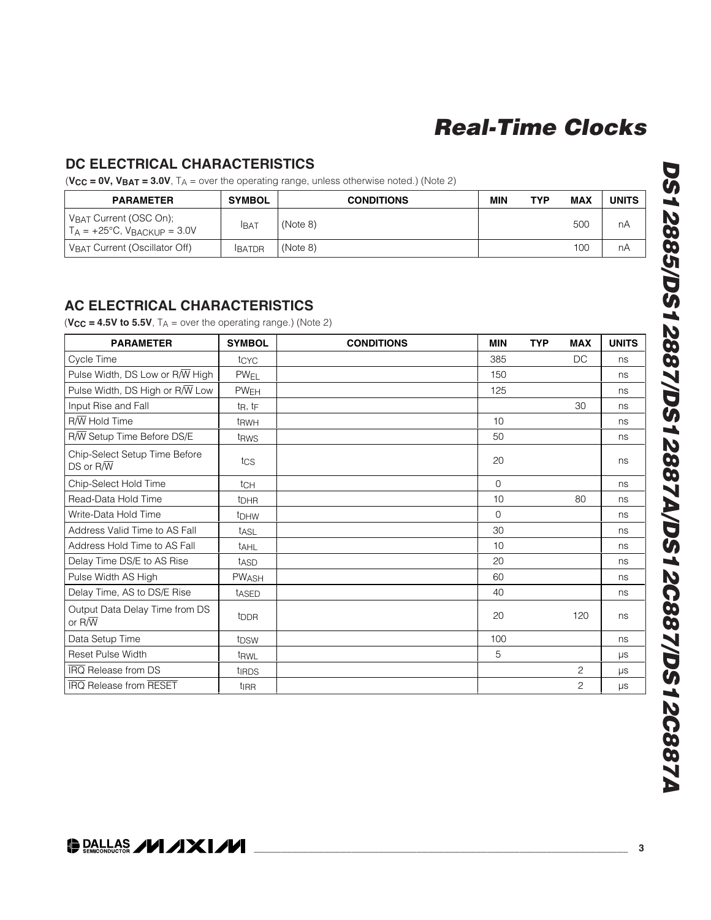# Real-Time Clocks

## DC ELECTRICAL CHARACTERISTICS

(**$V_{CC}$ = 0V, $V_{BAT}$ = 3.0V**, $T_A$ = over the operating range, unless otherwise noted.) (Note 2)

| PARAMETER | SYMBOL | CONDITIONS | MIN | TYP | MAX | UNITS |
|---|---|---|---|---|---|---|
| $V_{BAT}$ Current (OSC On); $T_A$ = +25°C, $V_{BACKUP}$ = 3.0V | $I_{BAT}$ | (Note 8) | | | 500 | nA |
| $V_{BAT}$ Current (Oscillator Off) | $I_{BATDR}$ | (Note 8) | | | 100 | nA |

## AC ELECTRICAL CHARACTERISTICS

(**$V_{CC}$ = 4.5V to 5.5V**, $T_A$ = over the operating range.) (Note 2)

| PARAMETER | SYMBOL | CONDITIONS | MIN | TYP | MAX | UNITS |
|---|---|---|---|---|---|---|
| Cycle Time | $t_{CYC}$ | | 385 | | DC | ns |
| Pulse Width, DS Low or R/$\overline{W}$ High | $PW_{EL}$ | | 150 | | | ns |
| Pulse Width, DS High or R/$\overline{W}$ Low | $PW_{EH}$ | | 125 | | | ns |
| Input Rise and Fall | $t_R$, $t_F$ | | | | 30 | ns |
| R/$\overline{W}$ Hold Time | $t_{RWH}$ | | 10 | | | ns |
| R/$\overline{W}$ Setup Time Before DS/E | $t_{RWS}$ | | 50 | | | ns |
| Chip-Select Setup Time Before DS or R/$\overline{W}$ | $t_{CS}$ | | 20 | | | ns |
| Chip-Select Hold Time | $t_{CH}$ | | 0 | | | ns |
| Read-Data Hold Time | $t_{DHR}$ | | 10 | | 80 | ns |
| Write-Data Hold Time | $t_{DHW}$ | | 0 | | | ns |
| Address Valid Time to AS Fall | $t_{ASL}$ | | 30 | | | ns |
| Address Hold Time to AS Fall | $t_{AHL}$ | | 10 | | | ns |
| Delay Time DS/E to AS Rise | $t_{ASD}$ | | 20 | | | ns |
| Pulse Width AS High | $PW_{ASH}$ | | 60 | | | ns |
| Delay Time, AS to DS/E Rise | $t_{ASED}$ | | 40 | | | ns |
| Output Data Delay Time from DS or R/$\overline{W}$ | $t_{DDR}$ | | 20 | | 120 | ns |
| Data Setup Time | $t_{DSW}$ | | 100 | | | ns |
| Reset Pulse Width | $t_{RWL}$ | | 5 | | | µs |
| $\overline{IRQ}$ Release from DS | $t_{IRDS}$ | | | | 2 | µs |
| $\overline{IRQ}$ Release from $\overline{RESET}$ | $t_{IRR}$ | | | | 2 | µs |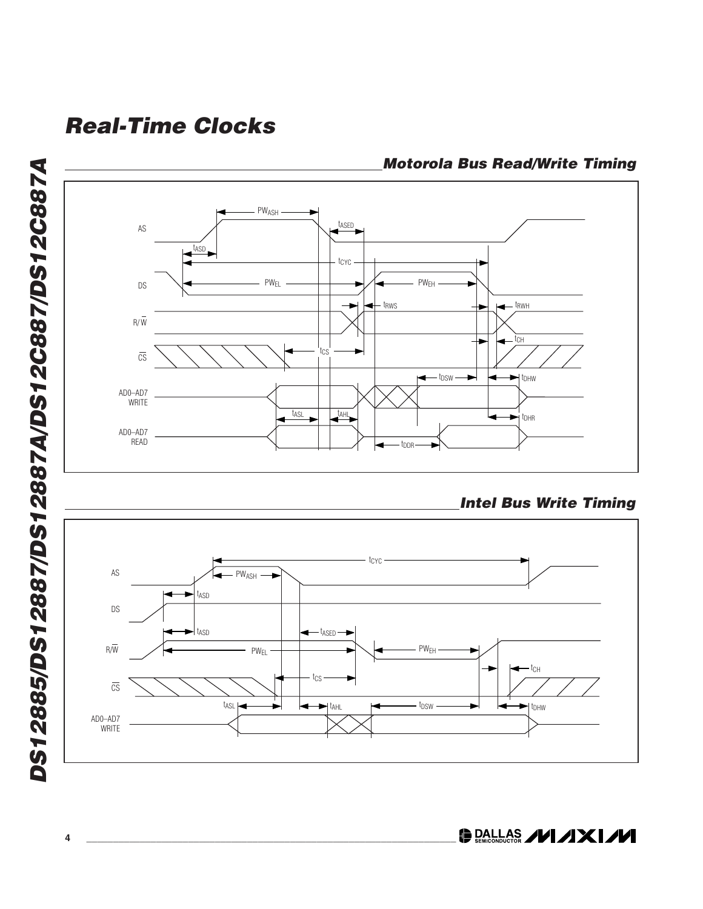## Motorola Bus Read/Write Timing

AS

DS

R/$\overline{W}$

$\overline{CS}$

AD0–AD7 WRITE

AD0–AD7 READ

$PW_{ASH}$ $t_{ASED}$ $t_{ASD}$ $t_{CYC}$ $PW_{EL}$ $PW_{EH}$ $t_{RWS}$ $t_{RWH}$ $t_{CH}$ $t_{CS}$ $t_{DSW}$ $t_{DHW}$ $t_{ASL}$ $t_{AHL}$ $t_{DHR}$ $t_{DDR}$

## Intel Bus Write Timing

AS

DS

R/$\overline{W}$

$\overline{CS}$

AD0–AD7 WRITE

$t_{CYC}$ $PW_{ASH}$ $t_{ASD}$ $t_{ASD}$ $t_{ASED}$ $PW_{EL}$ $PW_{EH}$ $t_{CH}$ $t_{CS}$ $t_{ASL}$ $t_{AHL}$ $t_{DSW}$ $t_{DHW}$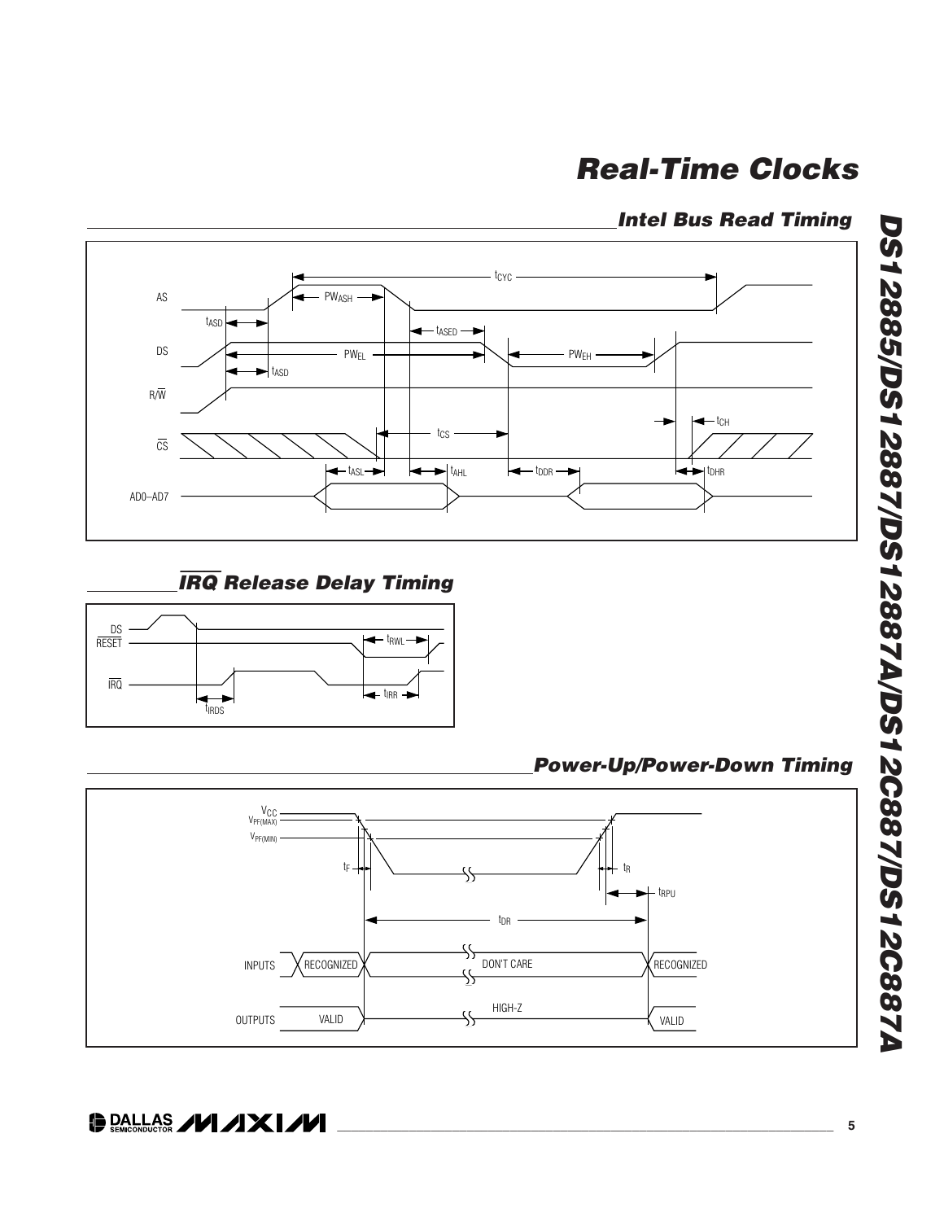## Intel Bus Read Timing

AS, DS, R/$\overline{W}$, $\overline{CS}$, AD0–AD7

$t_{CYC}$, $PW_{ASH}$, $t_{ASD}$, $t_{ASED}$, $PW_{EL}$, $PW_{EH}$, $t_{ASD}$, $t_{CH}$, $t_{CS}$, $t_{ASL}$, $t_{AHL}$, $t_{DDR}$, $t_{DHR}$

## $\overline{IRQ}$ Release Delay Timing

DS, $\overline{RESET}$, $\overline{IRQ}$

$t_{RWL}$, $t_{IRR}$, $t_{IRDS}$

## Power-Up/Power-Down Timing

$V_{CC}$, $V_{PF(MAX)}$, $V_{PF(MIN)}$

$t_F$, $t_R$, $t_{RPU}$, $t_{DR}$

INPUTS: RECOGNIZED — DON'T CARE — RECOGNIZED

OUTPUTS: VALID — HIGH-Z — VALID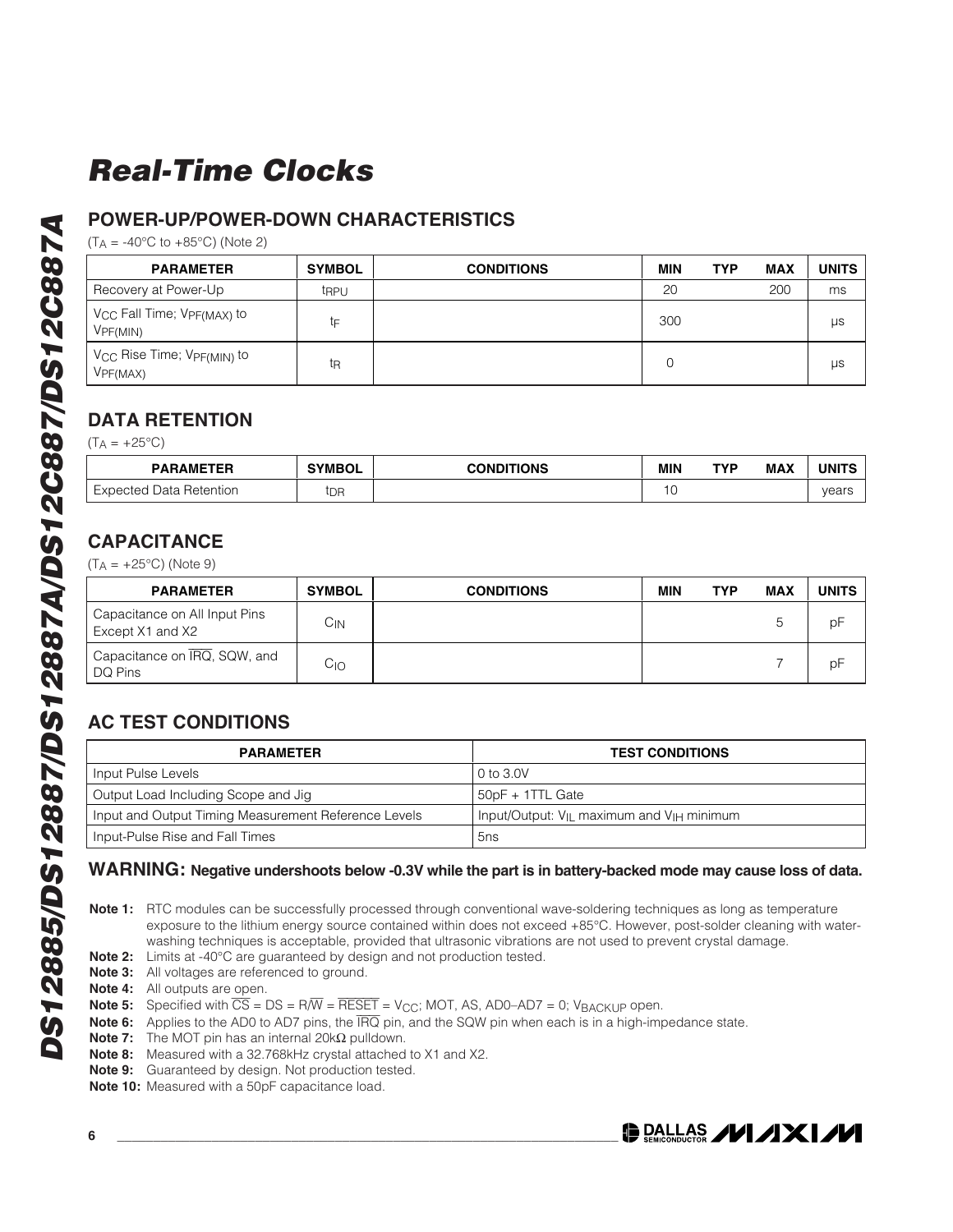## POWER-UP/POWER-DOWN CHARACTERISTICS

($T_A$ = -40°C to +85°C) (Note 2)

| PARAMETER | SYMBOL | CONDITIONS | MIN | TYP | MAX | UNITS |
|---|---|---|---|---|---|---|
| Recovery at Power-Up | $t_{RPU}$ | | 20 | | 200 | ms |
| $V_{CC}$ Fall Time; $V_{PF(MAX)}$ to $V_{PF(MIN)}$ | $t_F$ | | 300 | | | µs |
| $V_{CC}$ Rise Time; $V_{PF(MIN)}$ to $V_{PF(MAX)}$ | $t_R$ | | 0 | | | µs |

## DATA RETENTION

($T_A$ = +25°C)

| PARAMETER | SYMBOL | CONDITIONS | MIN | TYP | MAX | UNITS |
|---|---|---|---|---|---|---|
| Expected Data Retention | $t_{DR}$ | | 10 | | | years |

## CAPACITANCE

($T_A$ = +25°C) (Note 9)

| PARAMETER | SYMBOL | CONDITIONS | MIN | TYP | MAX | UNITS |
|---|---|---|---|---|---|---|
| Capacitance on All Input Pins Except X1 and X2 | $C_{IN}$ | | | | 5 | pF |
| Capacitance on $\overline{IRQ}$, SQW, and DQ Pins | $C_{IO}$ | | | | 7 | pF |

## AC TEST CONDITIONS

| PARAMETER | TEST CONDITIONS |
|---|---|
| Input Pulse Levels | 0 to 3.0V |
| Output Load Including Scope and Jig | 50pF + 1TTL Gate |
| Input and Output Timing Measurement Reference Levels | Input/Output: $V_{IL}$ maximum and $V_{IH}$ minimum |
| Input-Pulse Rise and Fall Times | 5ns |

**WARNING: Negative undershoots below -0.3V while the part is in battery-backed mode may cause loss of data.**

**Note 1:** RTC modules can be successfully processed through conventional wave-soldering techniques as long as temperature exposure to the lithium energy source contained within does not exceed +85°C. However, post-solder cleaning with water-washing techniques is acceptable, provided that ultrasonic vibrations are not used to prevent crystal damage.

**Note 2:** Limits at -40°C are guaranteed by design and not production tested.

**Note 3:** All voltages are referenced to ground.

**Note 4:** All outputs are open.

**Note 5:** Specified with $\overline{CS}$ = DS = R/$\overline{W}$ = $\overline{RESET}$ = $V_{CC}$; MOT, AS, AD0–AD7 = 0; $V_{BACKUP}$ open.

**Note 6:** Applies to the AD0 to AD7 pins, the $\overline{IRQ}$ pin, and the SQW pin when each is in a high-impedance state.

**Note 7:** The MOT pin has an internal 20kΩ pulldown.

**Note 8:** Measured with a 32.768kHz crystal attached to X1 and X2.

**Note 9:** Guaranteed by design. Not production tested.

**Note 10:** Measured with a 50pF capacitance load.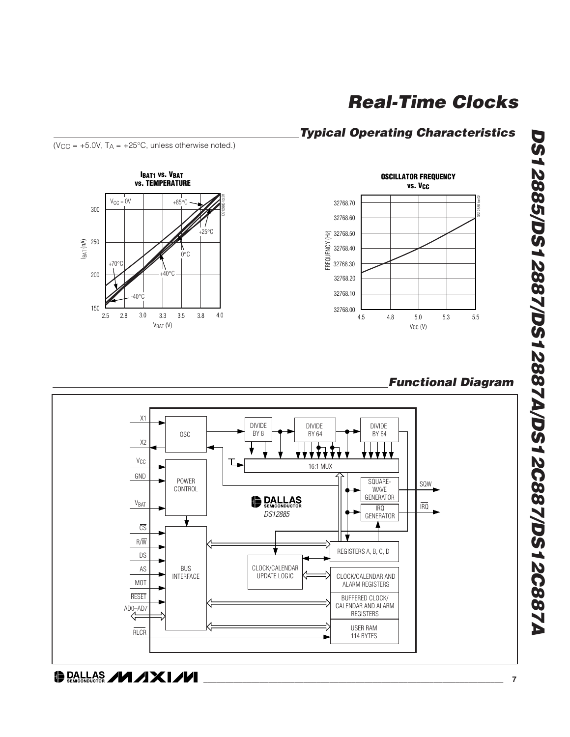## Typical Operating Characteristics

($V_{CC}$ = +5.0V, $T_A$ = +25°C, unless otherwise noted.)

## Functional Diagram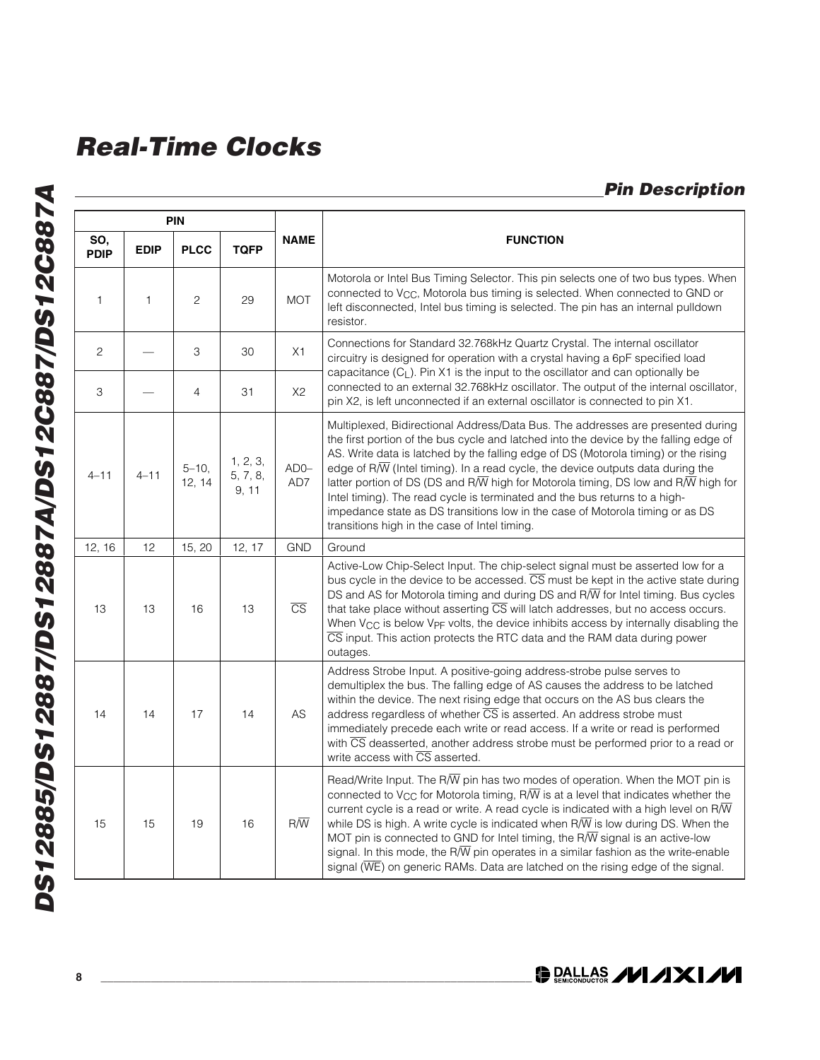## Pin Description

| PIN | | | | NAME | FUNCTION |
|---|---|---|---|---|---|
| SO, PDIP | EDIP | PLCC | TQFP | | |
| 1 | 1 | 2 | 29 | MOT | Motorola or Intel Bus Timing Selector. This pin selects one of two bus types. When connected to $V_{CC}$, Motorola bus timing is selected. When connected to GND or left disconnected, Intel bus timing is selected. The pin has an internal pulldown resistor. |
| 2 | — | 3 | 30 | X1 | Connections for Standard 32.768kHz Quartz Crystal. The internal oscillator circuitry is designed for operation with a crystal having a 6pF specified load capacitance ($C_L$). Pin X1 is the input to the oscillator and can optionally be connected to an external 32.768kHz oscillator. The output of the internal oscillator, pin X2, is left unconnected if an external oscillator is connected to pin X1. |
| 3 | — | 4 | 31 | X2 | |
| 4–11 | 4–11 | 5–10, 12, 14 | 1, 2, 3, 5, 7, 8, 9, 11 | AD0–AD7 | Multiplexed, Bidirectional Address/Data Bus. The addresses are presented during the first portion of the bus cycle and latched into the device by the falling edge of AS. Write data is latched by the falling edge of DS (Motorola timing) or the rising edge of $R/\overline{W}$ (Intel timing). In a read cycle, the device outputs data during the latter portion of DS (DS and $R/\overline{W}$ high for Motorola timing, DS low and $R/\overline{W}$ high for Intel timing). The read cycle is terminated and the bus returns to a high-impedance state as DS transitions low in the case of Motorola timing or as DS transitions high in the case of Intel timing. |
| 12, 16 | 12 | 15, 20 | 12, 17 | GND | Ground |
| 13 | 13 | 16 | 13 | $\overline{CS}$ | Active-Low Chip-Select Input. The chip-select signal must be asserted low for a bus cycle in the device to be accessed. $\overline{CS}$ must be kept in the active state during DS and AS for Motorola timing and during DS and $R/\overline{W}$ for Intel timing. Bus cycles that take place without asserting $\overline{CS}$ will latch addresses, but no access occurs. When $V_{CC}$ is below $V_{PF}$ volts, the device inhibits access by internally disabling the $\overline{CS}$ input. This action protects the RTC data and the RAM data during power outages. |
| 14 | 14 | 17 | 14 | AS | Address Strobe Input. A positive-going address-strobe pulse serves to demultiplex the bus. The falling edge of AS causes the address to be latched within the device. The next rising edge that occurs on the AS bus clears the address regardless of whether $\overline{CS}$ is asserted. An address strobe must immediately precede each write or read access. If a write or read is performed with $\overline{CS}$ deasserted, another address strobe must be performed prior to a read or write access with $\overline{CS}$ asserted. |
| 15 | 15 | 19 | 16 | $R/\overline{W}$ | Read/Write Input. The $R/\overline{W}$ pin has two modes of operation. When the MOT pin is connected to $V_{CC}$ for Motorola timing, $R/\overline{W}$ is at a level that indicates whether the current cycle is a read or write. A read cycle is indicated with a high level on $R/\overline{W}$ while DS is high. A write cycle is indicated when $R/\overline{W}$ is low during DS. When the MOT pin is connected to GND for Intel timing, the $R/\overline{W}$ signal is an active-low signal. In this mode, the $R/\overline{W}$ pin operates in a similar fashion as the write-enable signal ($\overline{WE}$) on generic RAMs. Data are latched on the rising edge of the signal. |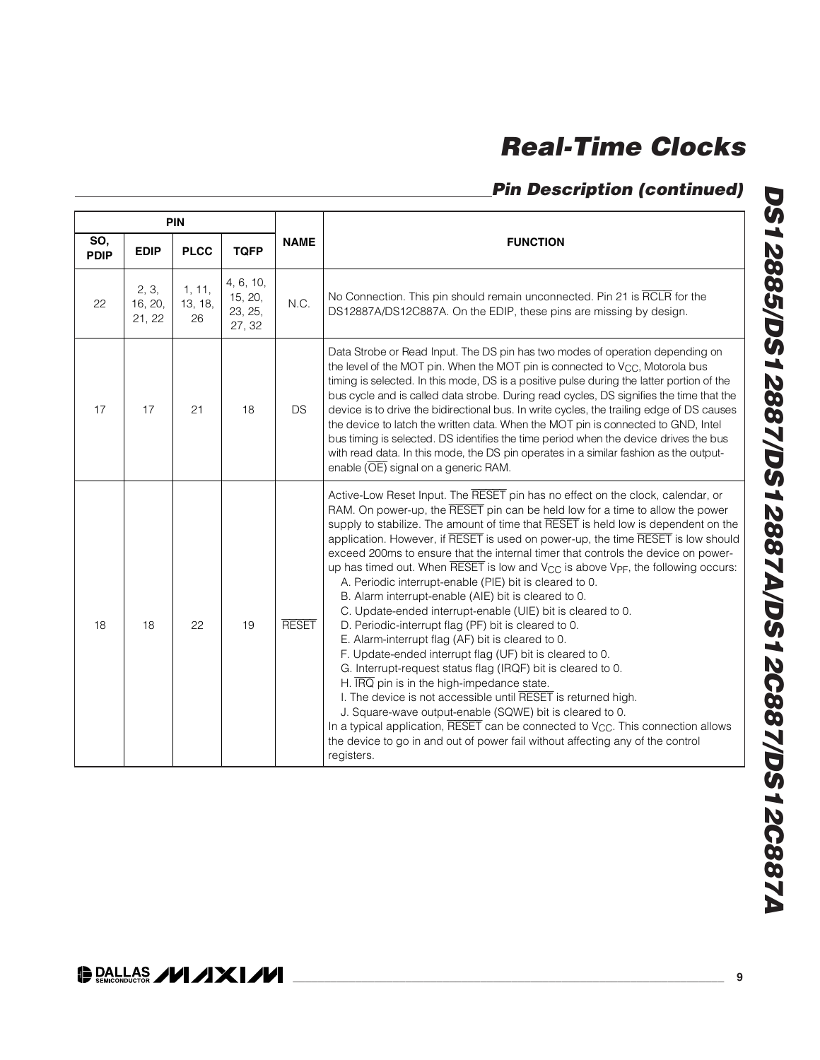## Pin Description (continued)

| PIN | | | | NAME | FUNCTION |
|---|---|---|---|---|---|
| SO, PDIP | EDIP | PLCC | TQFP | | |
| 22 | 2, 3, 16, 20, 21, 22 | 1, 11, 13, 18, 26 | 4, 6, 10, 15, 20, 23, 25, 27, 32 | N.C. | No Connection. This pin should remain unconnected. Pin 21 is $\overline{RCLR}$ for the DS12887A/DS12C887A. On the EDIP, these pins are missing by design. |
| 17 | 17 | 21 | 18 | DS | Data Strobe or Read Input. The DS pin has two modes of operation depending on the level of the MOT pin. When the MOT pin is connected to $V_{CC}$, Motorola bus timing is selected. In this mode, DS is a positive pulse during the latter portion of the bus cycle and is called data strobe. During read cycles, DS signifies the time that the device is to drive the bidirectional bus. In write cycles, the trailing edge of DS causes the device to latch the written data. When the MOT pin is connected to GND, Intel bus timing is selected. DS identifies the time period when the device drives the bus with read data. In this mode, the DS pin operates in a similar fashion as the output-enable ($\overline{OE}$) signal on a generic RAM. |
| 18 | 18 | 22 | 19 | $\overline{RESET}$ | Active-Low Reset Input. The $\overline{RESET}$ pin has no effect on the clock, calendar, or RAM. On power-up, the $\overline{RESET}$ pin can be held low for a time to allow the power supply to stabilize. The amount of time that $\overline{RESET}$ is held low is dependent on the application. However, if $\overline{RESET}$ is used on power-up, the time $\overline{RESET}$ is low should exceed 200ms to ensure that the internal timer that controls the device on power-up has timed out. When $\overline{RESET}$ is low and $V_{CC}$ is above $V_{PF}$, the following occurs:<br>A. Periodic interrupt-enable (PIE) bit is cleared to 0.<br>B. Alarm interrupt-enable (AIE) bit is cleared to 0.<br>C. Update-ended interrupt-enable (UIE) bit is cleared to 0.<br>D. Periodic-interrupt flag (PF) bit is cleared to 0.<br>E. Alarm-interrupt flag (AF) bit is cleared to 0.<br>F. Update-ended interrupt flag (UF) bit is cleared to 0.<br>G. Interrupt-request status flag (IRQF) bit is cleared to 0.<br>H. $\overline{IRQ}$ pin is in the high-impedance state.<br>I. The device is not accessible until $\overline{RESET}$ is returned high.<br>J. Square-wave output-enable (SQWE) bit is cleared to 0.<br>In a typical application, $\overline{RESET}$ can be connected to $V_{CC}$. This connection allows the device to go in and out of power fail without affecting any of the control registers. |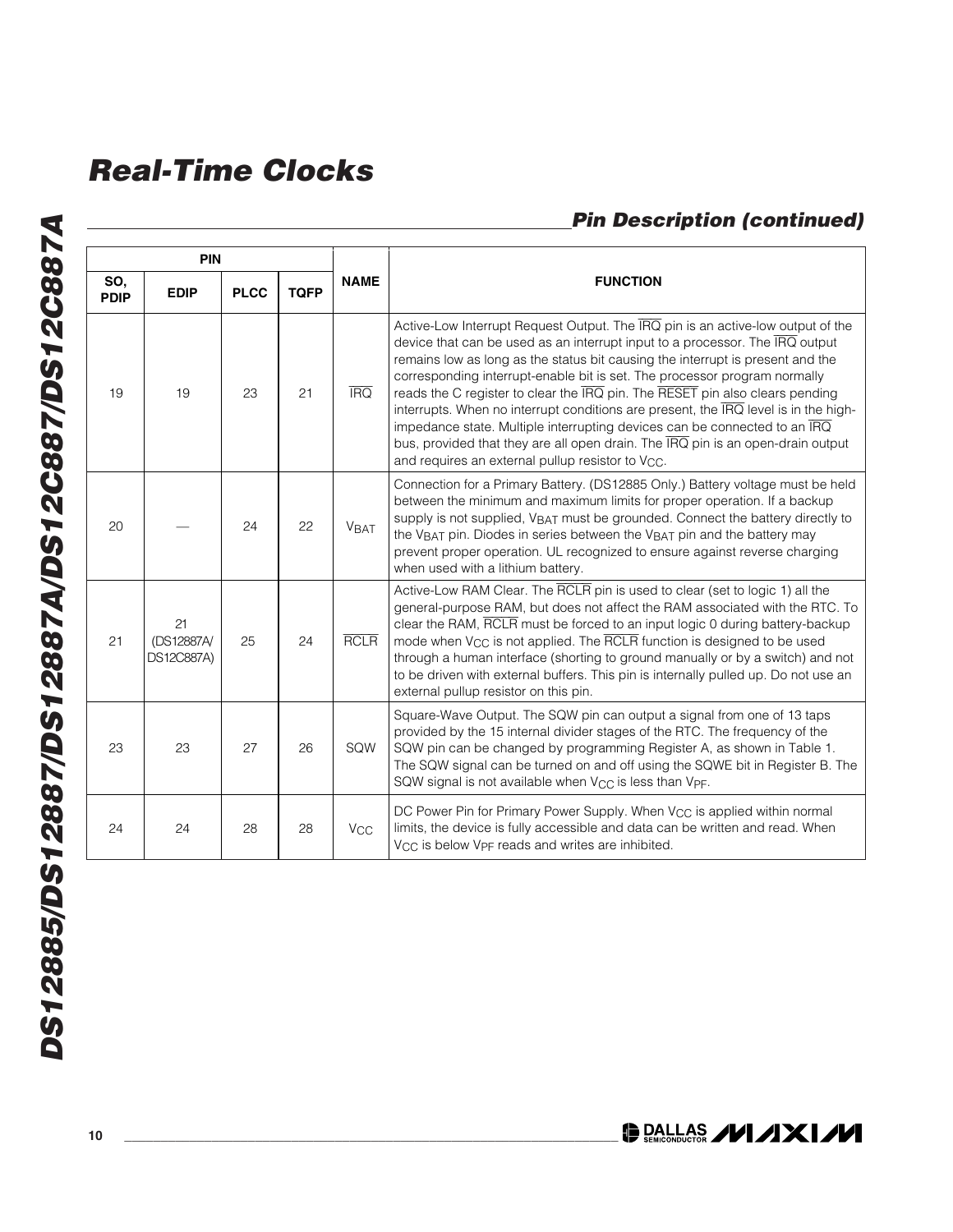## Pin Description (continued)

| PIN | | | | NAME | FUNCTION |
|---|---|---|---|---|---|
| SO, PDIP | EDIP | PLCC | TQFP | | |
| 19 | 19 | 23 | 21 | $\overline{IRQ}$ | Active-Low Interrupt Request Output. The $\overline{IRQ}$ pin is an active-low output of the device that can be used as an interrupt input to a processor. The $\overline{IRQ}$ output remains low as long as the status bit causing the interrupt is present and the corresponding interrupt-enable bit is set. The processor program normally reads the C register to clear the $\overline{IRQ}$ pin. The $\overline{RESET}$ pin also clears pending interrupts. When no interrupt conditions are present, the $\overline{IRQ}$ level is in the high-impedance state. Multiple interrupting devices can be connected to an $\overline{IRQ}$ bus, provided that they are all open drain. The $\overline{IRQ}$ pin is an open-drain output and requires an external pullup resistor to $V_{CC}$. |
| 20 | — | 24 | 22 | $V_{BAT}$ | Connection for a Primary Battery. (DS12885 Only.) Battery voltage must be held between the minimum and maximum limits for proper operation. If a backup supply is not supplied, $V_{BAT}$ must be grounded. Connect the battery directly to the $V_{BAT}$ pin. Diodes in series between the $V_{BAT}$ pin and the battery may prevent proper operation. UL recognized to ensure against reverse charging when used with a lithium battery. |
| 21 | 21 (DS12887A/ DS12C887A) | 25 | 24 | $\overline{RCLR}$ | Active-Low RAM Clear. The $\overline{RCLR}$ pin is used to clear (set to logic 1) all the general-purpose RAM, but does not affect the RAM associated with the RTC. To clear the RAM, $\overline{RCLR}$ must be forced to an input logic 0 during battery-backup mode when $V_{CC}$ is not applied. The $\overline{RCLR}$ function is designed to be used through a human interface (shorting to ground manually or by a switch) and not to be driven with external buffers. This pin is internally pulled up. Do not use an external pullup resistor on this pin. |
| 23 | 23 | 27 | 26 | SQW | Square-Wave Output. The SQW pin can output a signal from one of 13 taps provided by the 15 internal divider stages of the RTC. The frequency of the SQW pin can be changed by programming Register A, as shown in Table 1. The SQW signal can be turned on and off using the SQWE bit in Register B. The SQW signal is not available when $V_{CC}$ is less than $V_{PF}$. |
| 24 | 24 | 28 | 28 | $V_{CC}$ | DC Power Pin for Primary Power Supply. When $V_{CC}$ is applied within normal limits, the device is fully accessible and data can be written and read. When $V_{CC}$ is below $V_{PF}$ reads and writes are inhibited. |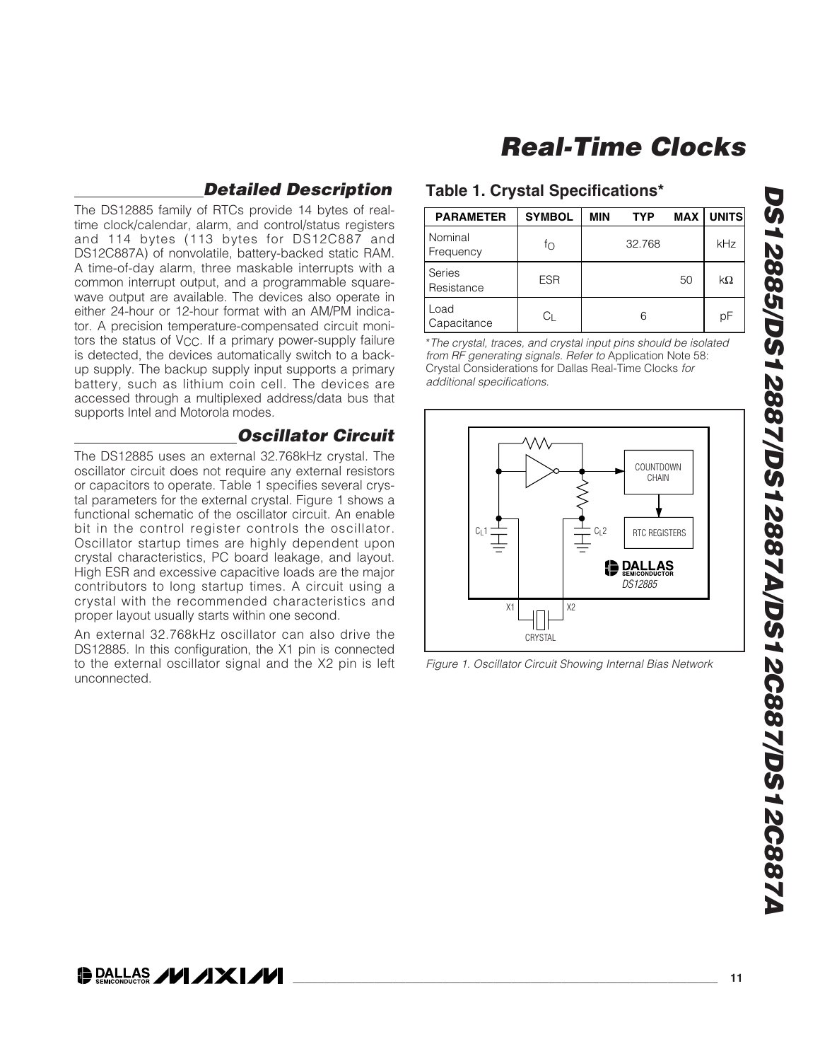## Detailed Description

The DS12885 family of RTCs provide 14 bytes of real-time clock/calendar, alarm, and control/status registers and 114 bytes (113 bytes for DS12C887 and DS12C887A) of nonvolatile, battery-backed static RAM. A time-of-day alarm, three maskable interrupts with a common interrupt output, and a programmable square-wave output are available. The devices also operate in either 24-hour or 12-hour format with an AM/PM indicator. A precision temperature-compensated circuit monitors the status of $V_{CC}$. If a primary power-supply failure is detected, the devices automatically switch to a backup supply. The backup supply input supports a primary battery, such as lithium coin cell. The devices are accessed through a multiplexed address/data bus that supports Intel and Motorola modes.

## Oscillator Circuit

The DS12885 uses an external 32.768kHz crystal. The oscillator circuit does not require any external resistors or capacitors to operate. Table 1 specifies several crystal parameters for the external crystal. Figure 1 shows a functional schematic of the oscillator circuit. An enable bit in the control register controls the oscillator. Oscillator startup times are highly dependent upon crystal characteristics, PC board leakage, and layout. High ESR and excessive capacitive loads are the major contributors to long startup times. A circuit using a crystal with the recommended characteristics and proper layout usually starts within one second.

An external 32.768kHz oscillator can also drive the DS12885. In this configuration, the X1 pin is connected to the external oscillator signal and the X2 pin is left unconnected.

### Table 1. Crystal Specifications*

| PARAMETER | SYMBOL | MIN | TYP | MAX | UNITS |
|---|---|---|---|---|---|
| Nominal Frequency | $f_O$ | | 32.768 | | kHz |
| Series Resistance | ESR | | | 50 | kΩ |
| Load Capacitance | $C_L$ | | 6 | | pF |

**The crystal, traces, and crystal input pins should be isolated from RF generating signals. Refer to* Application Note 58: Crystal Considerations for Dallas Real-Time Clocks *for additional specifications.*

*Figure 1. Oscillator Circuit Showing Internal Bias Network*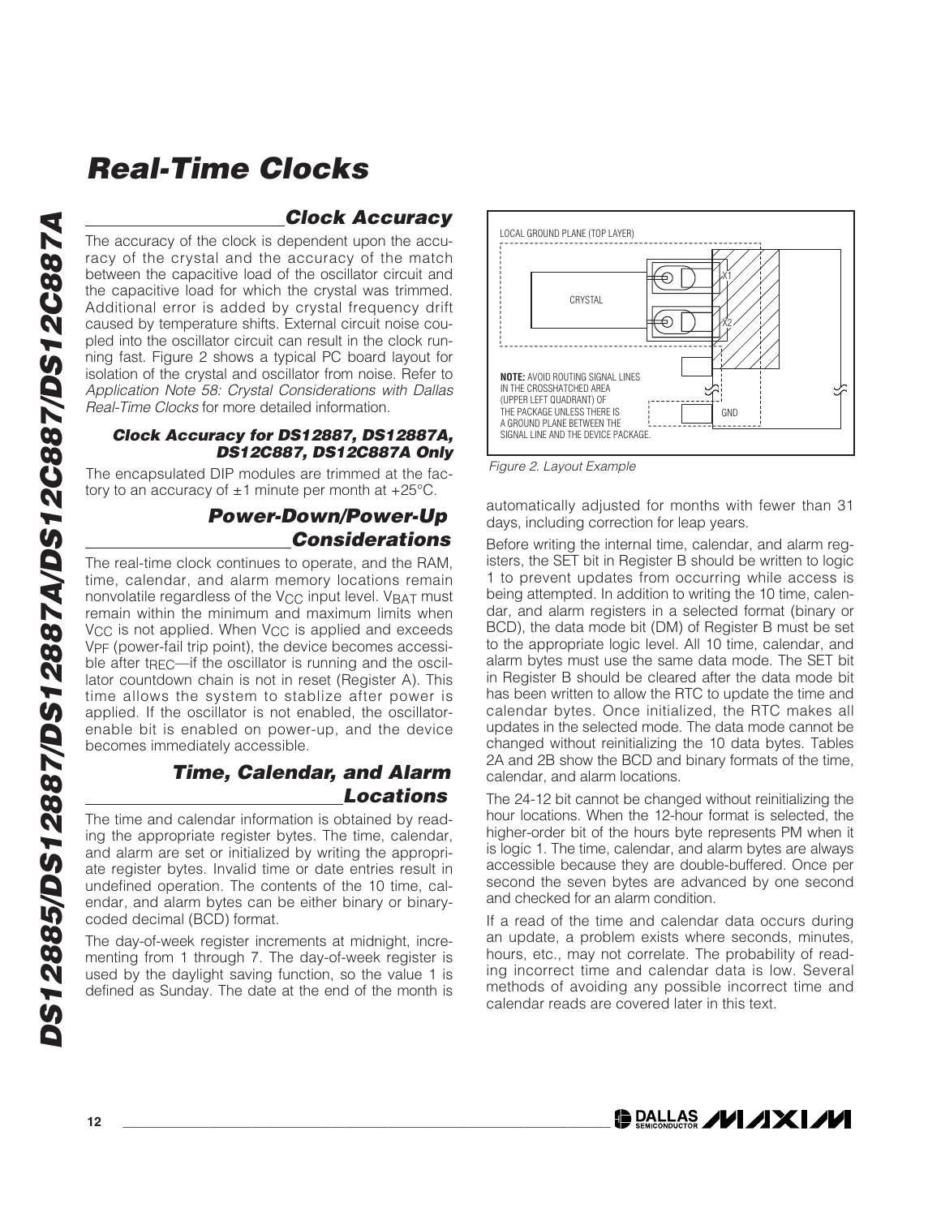## Clock Accuracy

The accuracy of the clock is dependent upon the accuracy of the crystal and the accuracy of the match between the capacitive load of the oscillator circuit and the capacitive load for which the crystal was trimmed. Additional error is added by crystal frequency drift caused by temperature shifts. External circuit noise coupled into the oscillator circuit can result in the clock running fast. Figure 2 shows a typical PC board layout for isolation of the crystal and oscillator from noise. Refer to *Application Note 58: Crystal Considerations with Dallas Real-Time Clocks* for more detailed information.

### Clock Accuracy for DS12887, DS12887A, DS12C887, DS12C887A Only

The encapsulated DIP modules are trimmed at the factory to an accuracy of ±1 minute per month at +25°C.

## Power-Down/Power-Up Considerations

The real-time clock continues to operate, and the RAM, time, calendar, and alarm memory locations remain nonvolatile regardless of the $V_{CC}$ input level. $V_{BAT}$ must remain within the minimum and maximum limits when $V_{CC}$ is not applied. When $V_{CC}$ is applied and exceeds $V_{PF}$ (power-fail trip point), the device becomes accessible after $t_{REC}$—if the oscillator is running and the oscillator countdown chain is not in reset (Register A). This time allows the system to stablize after power is applied. If the oscillator is not enabled, the oscillator-enable bit is enabled on power-up, and the device becomes immediately accessible.

## Time, Calendar, and Alarm Locations

The time and calendar information is obtained by reading the appropriate register bytes. The time, calendar, and alarm are set or initialized by writing the appropriate register bytes. Invalid time or date entries result in undefined operation. The contents of the 10 time, calendar, and alarm bytes can be either binary or binary-coded decimal (BCD) format.

The day-of-week register increments at midnight, incrementing from 1 through 7. The day-of-week register is used by the daylight saving function, so the value 1 is defined as Sunday. The date at the end of the month is automatically adjusted for months with fewer than 31 days, including correction for leap years.

LOCAL GROUND PLANE (TOP LAYER)

CRYSTAL

X1

X2

GND

**NOTE:** AVOID ROUTING SIGNAL LINES IN THE CROSSHATCHED AREA (UPPER LEFT QUADRANT) OF THE PACKAGE UNLESS THERE IS A GROUND PLANE BETWEEN THE SIGNAL LINE AND THE DEVICE PACKAGE.

*Figure 2. Layout Example*

Before writing the internal time, calendar, and alarm registers, the SET bit in Register B should be written to logic 1 to prevent updates from occurring while access is being attempted. In addition to writing the 10 time, calendar, and alarm registers in a selected format (binary or BCD), the data mode bit (DM) of Register B must be set to the appropriate logic level. All 10 time, calendar, and alarm bytes must use the same data mode. The SET bit in Register B should be cleared after the data mode bit has been written to allow the RTC to update the time and calendar bytes. Once initialized, the RTC makes all updates in the selected mode. The data mode cannot be changed without reinitializing the 10 data bytes. Tables 2A and 2B show the BCD and binary formats of the time, calendar, and alarm locations.

The 24-12 bit cannot be changed without reinitializing the hour locations. When the 12-hour format is selected, the higher-order bit of the hours byte represents PM when it is logic 1. The time, calendar, and alarm bytes are always accessible because they are double-buffered. Once per second the seven bytes are advanced by one second and checked for an alarm condition.

If a read of the time and calendar data occurs during an update, a problem exists where seconds, minutes, hours, etc., may not correlate. The probability of reading incorrect time and calendar data is low. Several methods of avoiding any possible incorrect time and calendar reads are covered later in this text.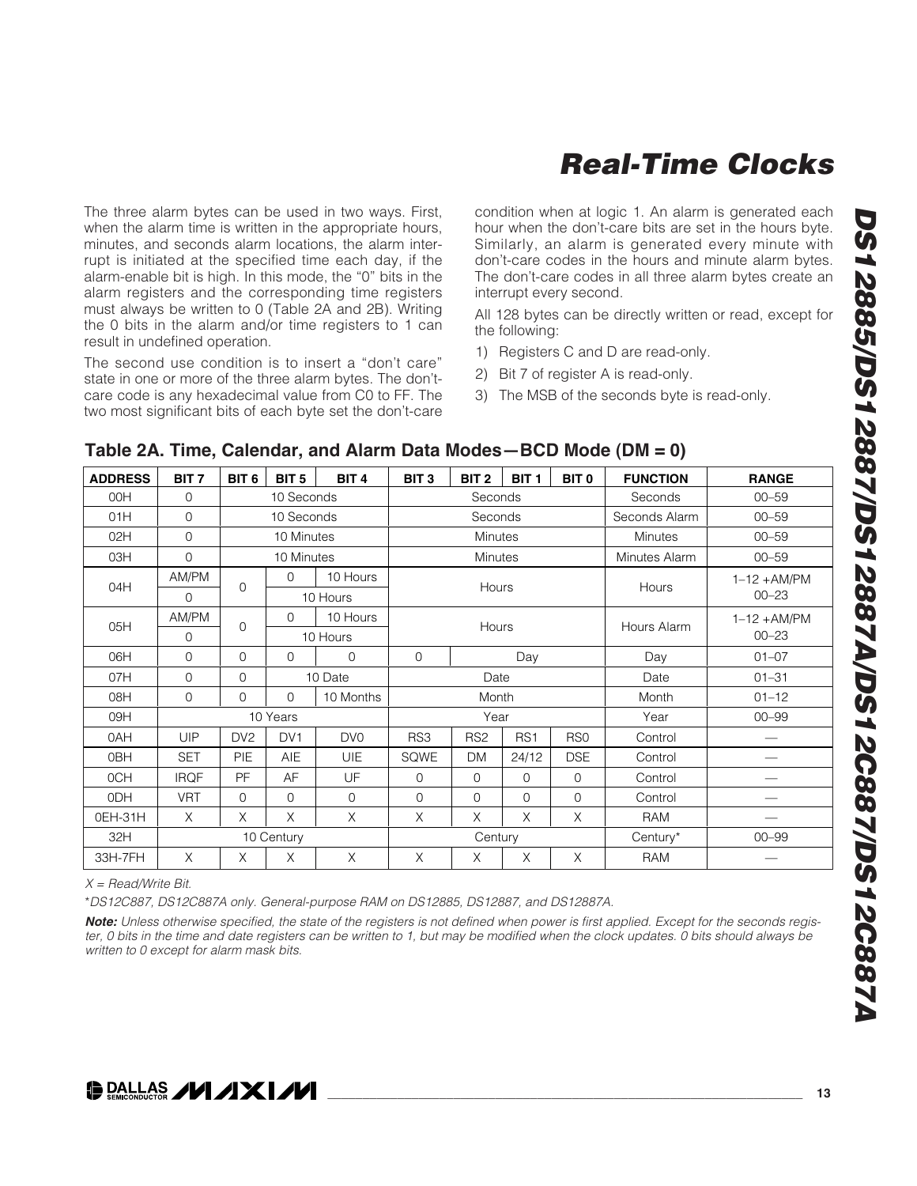The three alarm bytes can be used in two ways. First, when the alarm time is written in the appropriate hours, minutes, and seconds alarm locations, the alarm interrupt is initiated at the specified time each day, if the alarm-enable bit is high. In this mode, the "0" bits in the alarm registers and the corresponding time registers must always be written to 0 (Table 2A and 2B). Writing the 0 bits in the alarm and/or time registers to 1 can result in undefined operation.

The second use condition is to insert a "don't care" state in one or more of the three alarm bytes. The don't-care code is any hexadecimal value from C0 to FF. The two most significant bits of each byte set the don't-care condition when at logic 1. An alarm is generated each hour when the don't-care bits are set in the hours byte. Similarly, an alarm is generated every minute with don't-care codes in the hours and minute alarm bytes. The don't-care codes in all three alarm bytes create an interrupt every second.

All 128 bytes can be directly written or read, except for the following:

1) Registers C and D are read-only.
2) Bit 7 of register A is read-only.
3) The MSB of the seconds byte is read-only.

## Table 2A. Time, Calendar, and Alarm Data Modes—BCD Mode (DM = 0)

| ADDRESS | BIT 7 | BIT 6 | BIT 5 | BIT 4 | BIT 3 | BIT 2 | BIT 1 | BIT 0 | FUNCTION | RANGE |
|---|---|---|---|---|---|---|---|---|---|---|
| 00H | 0 | 10 Seconds | | | Seconds | | | | Seconds | 00–59 |
| 01H | 0 | 10 Seconds | | | Seconds | | | | Seconds Alarm | 00–59 |
| 02H | 0 | 10 Minutes | | | Minutes | | | | Minutes | 00–59 |
| 03H | 0 | 10 Minutes | | | Minutes | | | | Minutes Alarm | 00–59 |
| 04H | AM/PM | 0 | 0 | 10 Hours | Hours | | | | Hours | 1–12 +AM/PM |
| | 0 | | 10 Hours | | | | | | | 00–23 |
| 05H | AM/PM | 0 | 0 | 10 Hours | Hours | | | | Hours Alarm | 1–12 +AM/PM |
| | 0 | | 10 Hours | | | | | | | 00–23 |
| 06H | 0 | 0 | 0 | 0 | 0 | Day | | | Day | 01–07 |
| 07H | 0 | 0 | 10 Date | | Date | | | | Date | 01–31 |
| 08H | 0 | 0 | 0 | 10 Months | Month | | | | Month | 01–12 |
| 09H | 10 Years | | | | Year | | | | Year | 00–99 |
| 0AH | UIP | DV2 | DV1 | DV0 | RS3 | RS2 | RS1 | RS0 | Control | — |
| 0BH | SET | PIE | AIE | UIE | SQWE | DM | 24/12 | DSE | Control | — |
| 0CH | IRQF | PF | AF | UF | 0 | 0 | 0 | 0 | Control | — |
| 0DH | VRT | 0 | 0 | 0 | 0 | 0 | 0 | 0 | Control | — |
| 0EH-31H | X | X | X | X | X | X | X | X | RAM | — |
| 32H | 10 Century | | | | Century | | | | Century* | 00–99 |
| 33H-7FH | X | X | X | X | X | X | X | X | RAM | — |

*X = Read/Write Bit.*

*\*DS12C887, DS12C887A only. General-purpose RAM on DS12885, DS12887, and DS12887A.*

***Note:** Unless otherwise specified, the state of the registers is not defined when power is first applied. Except for the seconds register, 0 bits in the time and date registers can be written to 1, but may be modified when the clock updates. 0 bits should always be written to 0 except for alarm mask bits.*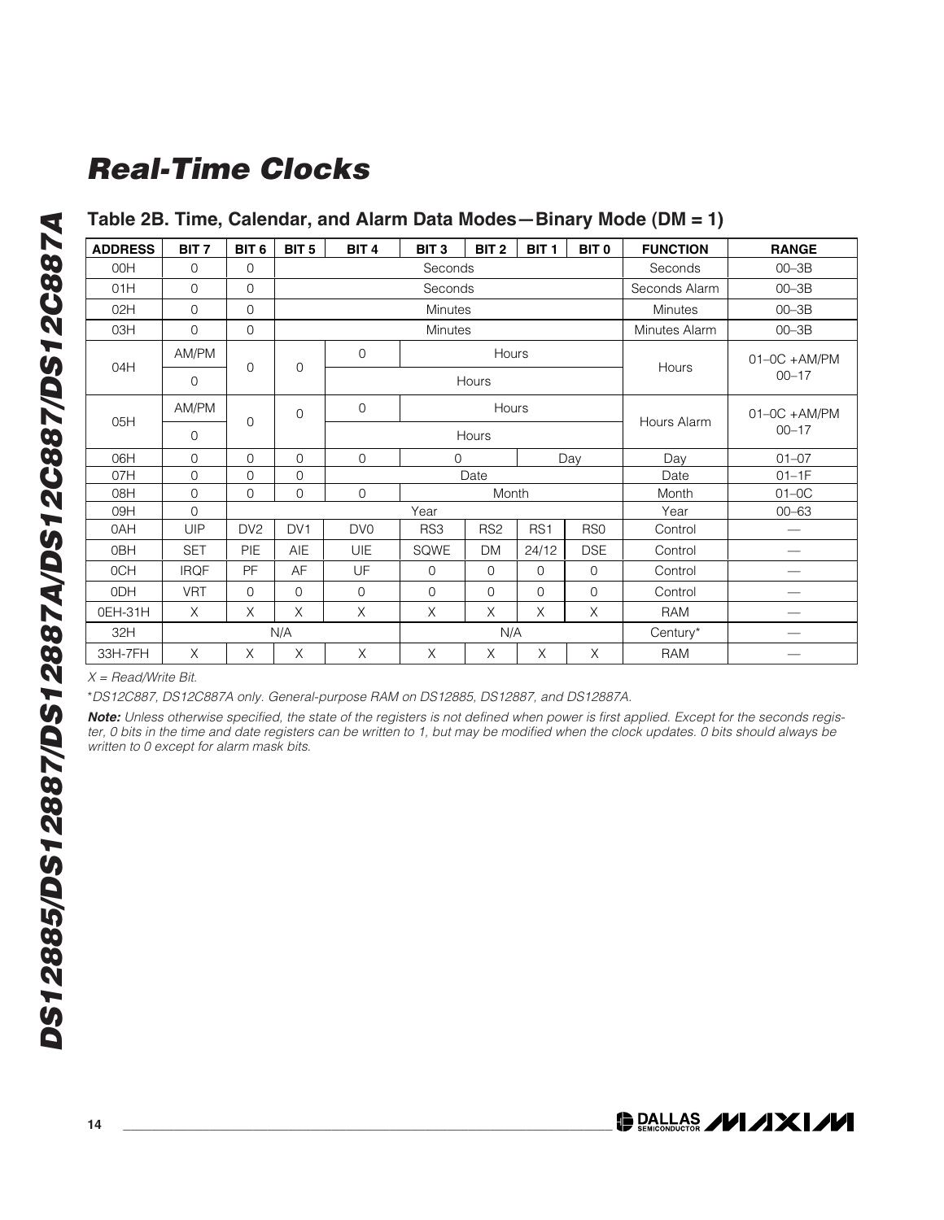## Table 2B. Time, Calendar, and Alarm Data Modes—Binary Mode (DM = 1)

| ADDRESS | BIT 7 | BIT 6 | BIT 5 | BIT 4 | BIT 3 | BIT 2 | BIT 1 | BIT 0 | FUNCTION | RANGE |
|---|---|---|---|---|---|---|---|---|---|---|
| 00H | 0 | 0 | Seconds | | | | | | Seconds | 00–3B |
| 01H | 0 | 0 | Seconds | | | | | | Seconds Alarm | 00–3B |
| 02H | 0 | 0 | Minutes | | | | | | Minutes | 00–3B |
| 03H | 0 | 0 | Minutes | | | | | | Minutes Alarm | 00–3B |
| 04H | AM/PM | 0 | 0 | 0 | Hours | | | | Hours | 01–0C +AM/PM |
| | 0 | | | Hours | | | | | | 00–17 |
| 05H | AM/PM | 0 | 0 | 0 | Hours | | | | Hours Alarm | 01–0C +AM/PM |
| | 0 | | | Hours | | | | | | 00–17 |
| 06H | 0 | 0 | 0 | 0 | 0 | Day | | | Day | 01–07 |
| 07H | 0 | 0 | 0 | Date | | | | | Date | 01–1F |
| 08H | 0 | 0 | 0 | 0 | Month | | | | Month | 01–0C |
| 09H | 0 | Year | | | | | | | Year | 00–63 |
| 0AH | UIP | DV2 | DV1 | DV0 | RS3 | RS2 | RS1 | RS0 | Control | — |
| 0BH | SET | PIE | AIE | UIE | SQWE | DM | 24/12 | DSE | Control | — |
| 0CH | IRQF | PF | AF | UF | 0 | 0 | 0 | 0 | Control | — |
| 0DH | VRT | 0 | 0 | 0 | 0 | 0 | 0 | 0 | Control | — |
| 0EH-31H | X | X | X | X | X | X | X | X | RAM | — |
| 32H | N/A | | | | N/A | | | | Century* | — |
| 33H-7FH | X | X | X | X | X | X | X | X | RAM | — |

*X = Read/Write Bit.*

**DS12C887, DS12C887A only. General-purpose RAM on DS12885, DS12887, and DS12887A.*

***Note:** Unless otherwise specified, the state of the registers is not defined when power is first applied. Except for the seconds register, 0 bits in the time and date registers can be written to 1, but may be modified when the clock updates. 0 bits should always be written to 0 except for alarm mask bits.*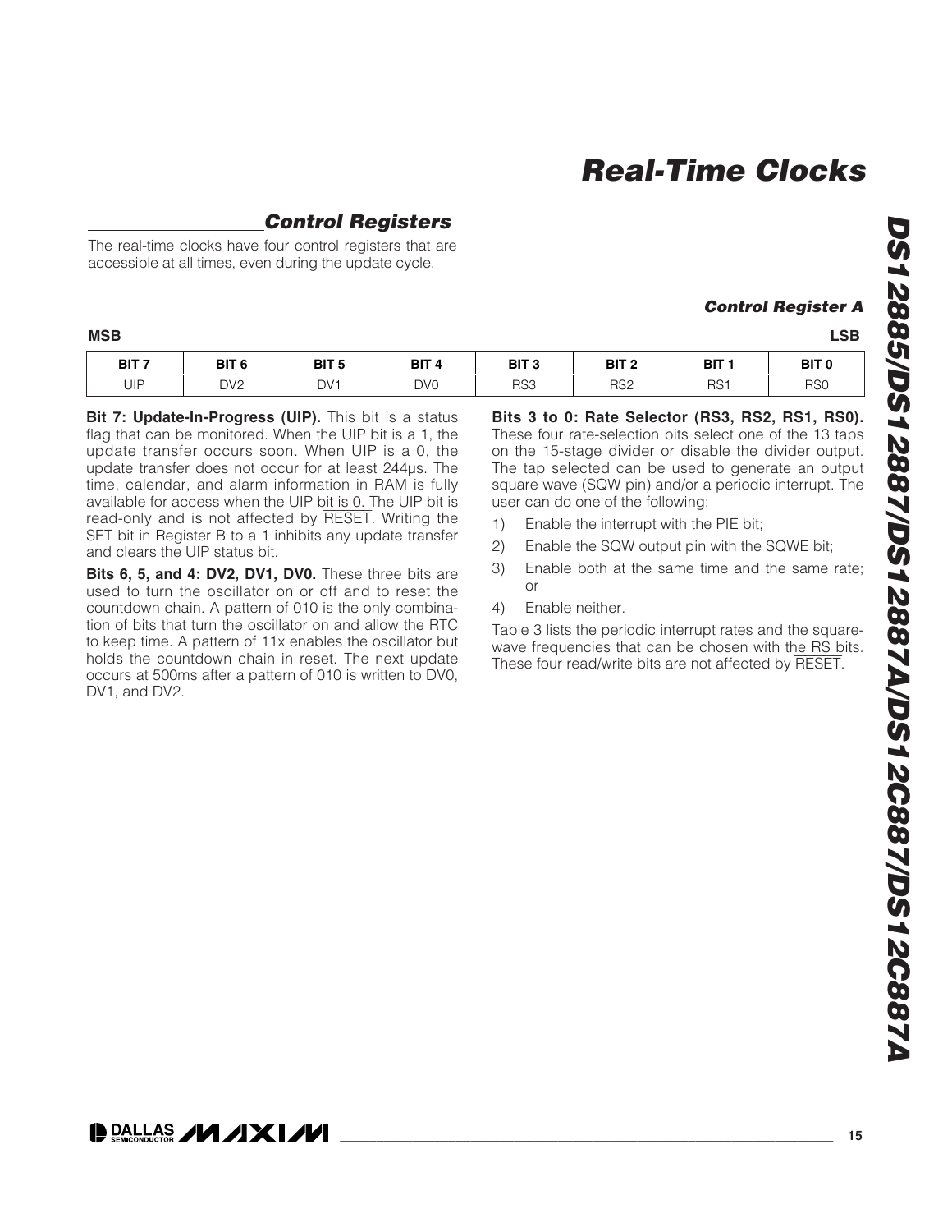## Control Registers

The real-time clocks have four control registers that are accessible at all times, even during the update cycle.

### Control Register A

**MSB** **LSB**

| BIT 7 | BIT 6 | BIT 5 | BIT 4 | BIT 3 | BIT 2 | BIT 1 | BIT 0 |
|---|---|---|---|---|---|---|---|
| UIP | DV2 | DV1 | DV0 | RS3 | RS2 | RS1 | RS0 |

**Bit 7: Update-In-Progress (UIP).** This bit is a status flag that can be monitored. When the UIP bit is a 1, the update transfer occurs soon. When UIP is a 0, the update transfer does not occur for at least 244µs. The time, calendar, and alarm information in RAM is fully available for access when the UIP bit is 0. The UIP bit is read-only and is not affected by RESET. Writing the SET bit in Register B to a 1 inhibits any update transfer and clears the UIP status bit.

**Bits 6, 5, and 4: DV2, DV1, DV0.** These three bits are used to turn the oscillator on or off and to reset the countdown chain. A pattern of 010 is the only combination of bits that turn the oscillator on and allow the RTC to keep time. A pattern of 11x enables the oscillator but holds the countdown chain in reset. The next update occurs at 500ms after a pattern of 010 is written to DV0, DV1, and DV2.

**Bits 3 to 0: Rate Selector (RS3, RS2, RS1, RS0).** These four rate-selection bits select one of the 13 taps on the 15-stage divider or disable the divider output. The tap selected can be used to generate an output square wave (SQW pin) and/or a periodic interrupt. The user can do one of the following:

1) Enable the interrupt with the PIE bit;
2) Enable the SQW output pin with the SQWE bit;
3) Enable both at the same time and the same rate; or
4) Enable neither.

Table 3 lists the periodic interrupt rates and the square-wave frequencies that can be chosen with the RS bits. These four read/write bits are not affected by RESET.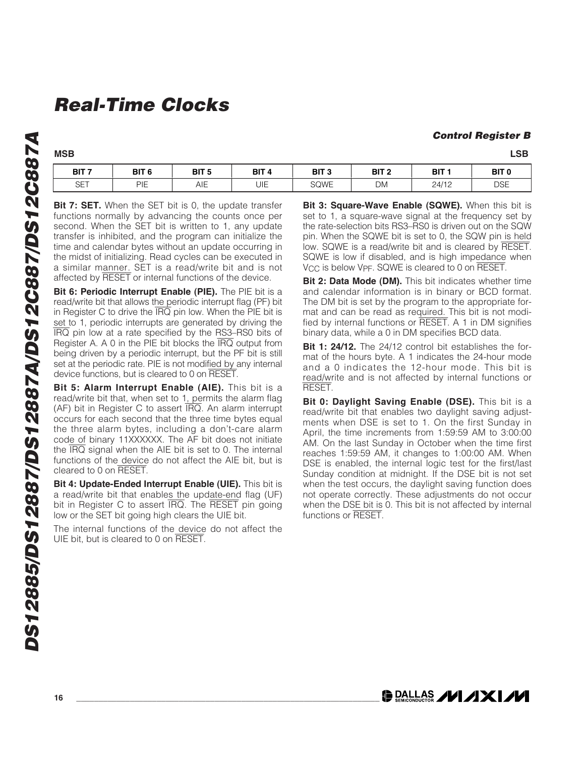### Control Register B

| MSB | | | | | | | LSB |
|---|---|---|---|---|---|---|---|
| BIT 7 | BIT 6 | BIT 5 | BIT 4 | BIT 3 | BIT 2 | BIT 1 | BIT 0 |
| SET | PIE | AIE | UIE | SQWE | DM | 24/12 | DSE |

**Bit 7: SET.** When the SET bit is 0, the update transfer functions normally by advancing the counts once per second. When the SET bit is written to 1, any update transfer is inhibited, and the program can initialize the time and calendar bytes without an update occurring in the midst of initializing. Read cycles can be executed in a similar manner. SET is a read/write bit and is not affected by $\overline{RESET}$ or internal functions of the device.

**Bit 6: Periodic Interrupt Enable (PIE).** The PIE bit is a read/write bit that allows the periodic interrupt flag (PF) bit in Register C to drive the $\overline{IRQ}$ pin low. When the PIE bit is set to 1, periodic interrupts are generated by driving the $\overline{IRQ}$ pin low at a rate specified by the RS3–RS0 bits of Register A. A 0 in the PIE bit blocks the $\overline{IRQ}$ output from being driven by a periodic interrupt, but the PF bit is still set at the periodic rate. PIE is not modified by any internal device functions, but is cleared to 0 on $\overline{RESET}$.

**Bit 5: Alarm Interrupt Enable (AIE).** This bit is a read/write bit that, when set to 1, permits the alarm flag (AF) bit in Register C to assert $\overline{IRQ}$. An alarm interrupt occurs for each second that the three time bytes equal the three alarm bytes, including a don't-care alarm code of binary 11XXXXXX. The AF bit does not initiate the $\overline{IRQ}$ signal when the AIE bit is set to 0. The internal functions of the device do not affect the AIE bit, but is cleared to 0 on $\overline{RESET}$.

**Bit 4: Update-Ended Interrupt Enable (UIE).** This bit is a read/write bit that enables the update-end flag (UF) bit in Register C to assert $\overline{IRQ}$. The $\overline{RESET}$ pin going low or the SET bit going high clears the UIE bit.

The internal functions of the device do not affect the UIE bit, but is cleared to 0 on $\overline{RESET}$.

**Bit 3: Square-Wave Enable (SQWE).** When this bit is set to 1, a square-wave signal at the frequency set by the rate-selection bits RS3–RS0 is driven out on the SQW pin. When the SQWE bit is set to 0, the SQW pin is held low. SQWE is a read/write bit and is cleared by $\overline{RESET}$. SQWE is low if disabled, and is high impedance when $V_{CC}$ is below $V_{PF}$. SQWE is cleared to 0 on $\overline{RESET}$.

**Bit 2: Data Mode (DM).** This bit indicates whether time and calendar information is in binary or BCD format. The DM bit is set by the program to the appropriate format and can be read as required. This bit is not modified by internal functions or $\overline{RESET}$. A 1 in DM signifies binary data, while a 0 in DM specifies BCD data.

**Bit 1: 24/12.** The 24/12 control bit establishes the format of the hours byte. A 1 indicates the 24-hour mode and a 0 indicates the 12-hour mode. This bit is read/write and is not affected by internal functions or $\overline{RESET}$.

**Bit 0: Daylight Saving Enable (DSE).** This bit is a read/write bit that enables two daylight saving adjustments when DSE is set to 1. On the first Sunday in April, the time increments from 1:59:59 AM to 3:00:00 AM. On the last Sunday in October when the time first reaches 1:59:59 AM, it changes to 1:00:00 AM. When DSE is enabled, the internal logic test for the first/last Sunday condition at midnight. If the DSE bit is not set when the test occurs, the daylight saving function does not operate correctly. These adjustments do not occur when the DSE bit is 0. This bit is not affected by internal functions or $\overline{RESET}$.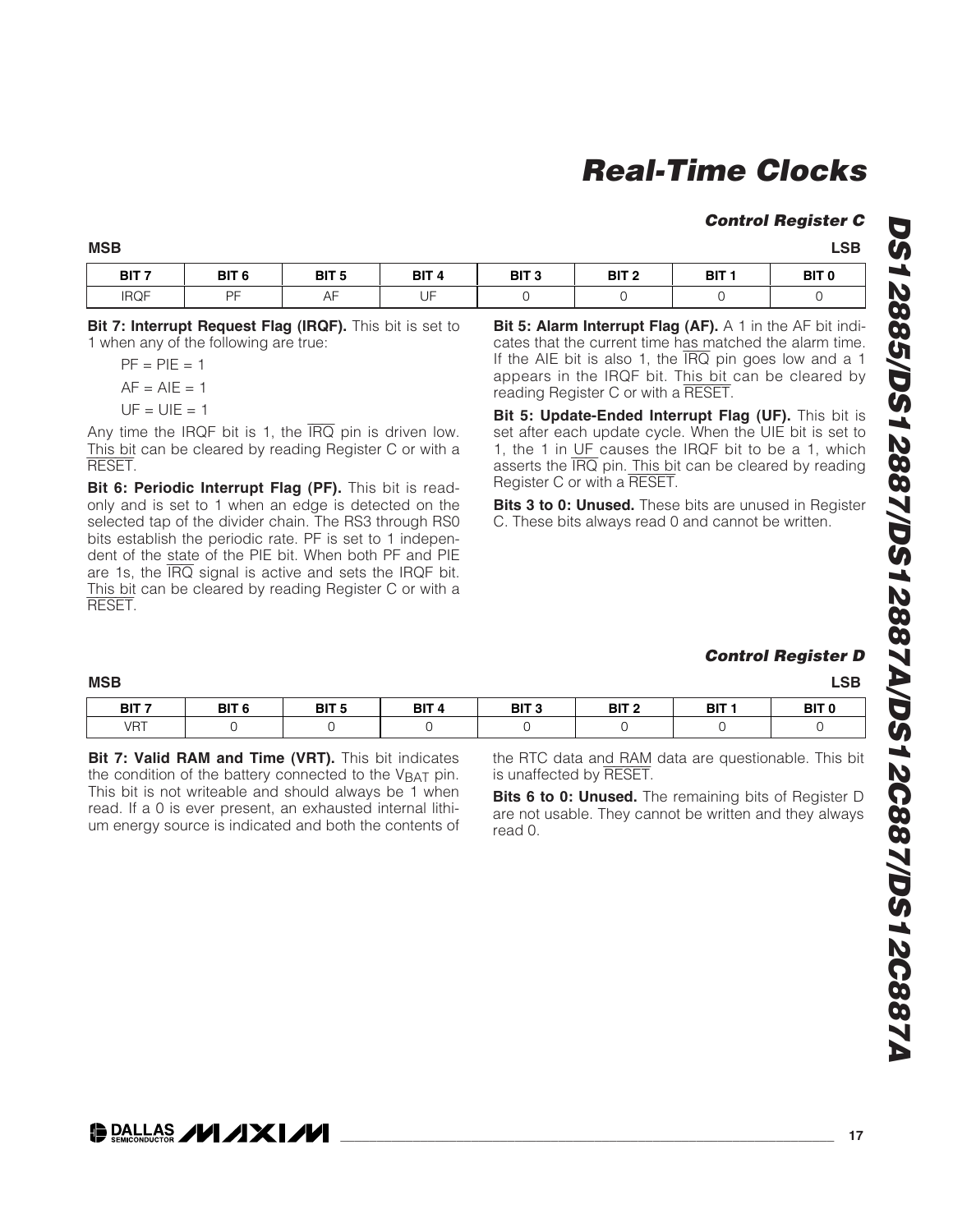## Control Register C

| MSB | | | | | | | LSB |
|---|---|---|---|---|---|---|---|
| **BIT 7** | **BIT 6** | **BIT 5** | **BIT 4** | **BIT 3** | **BIT 2** | **BIT 1** | **BIT 0** |
| IRQF | PF | AF | UF | 0 | 0 | 0 | 0 |

**Bit 7: Interrupt Request Flag (IRQF).** This bit is set to 1 when any of the following are true:

PF = PIE = 1

AF = AIE = 1

UF = UIE = 1

Any time the IRQF bit is 1, the $\overline{IRQ}$ pin is driven low. This bit can be cleared by reading Register C or with a $\overline{RESET}$.

**Bit 6: Periodic Interrupt Flag (PF).** This bit is read-only and is set to 1 when an edge is detected on the selected tap of the divider chain. The RS3 through RS0 bits establish the periodic rate. PF is set to 1 independent of the state of the PIE bit. When both PF and PIE are 1s, the $\overline{IRQ}$ signal is active and sets the IRQF bit. This bit can be cleared by reading Register C or with a $\overline{RESET}$.

**Bit 5: Alarm Interrupt Flag (AF).** A 1 in the AF bit indicates that the current time has matched the alarm time. If the AIE bit is also 1, the $\overline{IRQ}$ pin goes low and a 1 appears in the IRQF bit. This bit can be cleared by reading Register C or with a $\overline{RESET}$.

**Bit 5: Update-Ended Interrupt Flag (UF).** This bit is set after each update cycle. When the UIE bit is set to 1, the 1 in UF causes the IRQF bit to be a 1, which asserts the $\overline{IRQ}$ pin. This bit can be cleared by reading Register C or with a $\overline{RESET}$.

**Bits 3 to 0: Unused.** These bits are unused in Register C. These bits always read 0 and cannot be written.

## Control Register D

| MSB | | | | | | | LSB |
|---|---|---|---|---|---|---|---|
| **BIT 7** | **BIT 6** | **BIT 5** | **BIT 4** | **BIT 3** | **BIT 2** | **BIT 1** | **BIT 0** |
| VRT | 0 | 0 | 0 | 0 | 0 | 0 | 0 |

**Bit 7: Valid RAM and Time (VRT).** This bit indicates the condition of the battery connected to the $V_{BAT}$ pin. This bit is not writeable and should always be 1 when read. If a 0 is ever present, an exhausted internal lithium energy source is indicated and both the contents of the RTC data and RAM data are questionable. This bit is unaffected by $\overline{RESET}$.

**Bits 6 to 0: Unused.** The remaining bits of Register D are not usable. They cannot be written and they always read 0.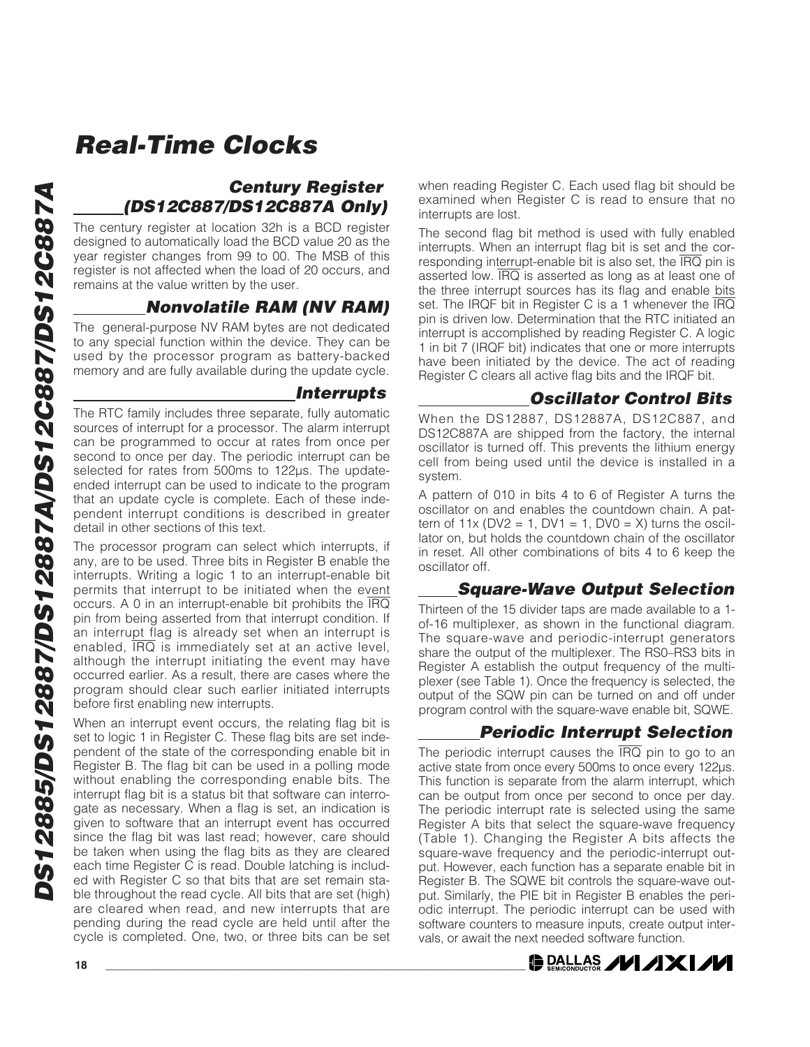## Century Register (DS12C887/DS12C887A Only)

The century register at location 32h is a BCD register designed to automatically load the BCD value 20 as the year register changes from 99 to 00. The MSB of this register is not affected when the load of 20 occurs, and remains at the value written by the user.

## Nonvolatile RAM (NV RAM)

The general-purpose NV RAM bytes are not dedicated to any special function within the device. They can be used by the processor program as battery-backed memory and are fully available during the update cycle.

## Interrupts

The RTC family includes three separate, fully automatic sources of interrupt for a processor. The alarm interrupt can be programmed to occur at rates from once per second to once per day. The periodic interrupt can be selected for rates from 500ms to 122µs. The update-ended interrupt can be used to indicate to the program that an update cycle is complete. Each of these independent interrupt conditions is described in greater detail in other sections of this text.

The processor program can select which interrupts, if any, are to be used. Three bits in Register B enable the interrupts. Writing a logic 1 to an interrupt-enable bit permits that interrupt to be initiated when the event occurs. A 0 in an interrupt-enable bit prohibits the $\overline{IRQ}$ pin from being asserted from that interrupt condition. If an interrupt flag is already set when an interrupt is enabled, $\overline{IRQ}$ is immediately set at an active level, although the interrupt initiating the event may have occurred earlier. As a result, there are cases where the program should clear such earlier initiated interrupts before first enabling new interrupts.

When an interrupt event occurs, the relating flag bit is set to logic 1 in Register C. These flag bits are set independent of the state of the corresponding enable bit in Register B. The flag bit can be used in a polling mode without enabling the corresponding enable bits. The interrupt flag bit is a status bit that software can interrogate as necessary. When a flag is set, an indication is given to software that an interrupt event has occurred since the flag bit was last read; however, care should be taken when using the flag bits as they are cleared each time Register C is read. Double latching is included with Register C so that bits that are set remain stable throughout the read cycle. All bits that are set (high) are cleared when read, and new interrupts that are pending during the read cycle are held until after the cycle is completed. One, two, or three bits can be set when reading Register C. Each used flag bit should be examined when Register C is read to ensure that no interrupts are lost.

The second flag bit method is used with fully enabled interrupts. When an interrupt flag bit is set and the corresponding interrupt-enable bit is also set, the $\overline{IRQ}$ pin is asserted low. $\overline{IRQ}$ is asserted as long as at least one of the three interrupt sources has its flag and enable bits set. The IRQF bit in Register C is a 1 whenever the $\overline{IRQ}$ pin is driven low. Determination that the RTC initiated an interrupt is accomplished by reading Register C. A logic 1 in bit 7 (IRQF bit) indicates that one or more interrupts have been initiated by the device. The act of reading Register C clears all active flag bits and the IRQF bit.

## Oscillator Control Bits

When the DS12887, DS12887A, DS12C887, and DS12C887A are shipped from the factory, the internal oscillator is turned off. This prevents the lithium energy cell from being used until the device is installed in a system.

A pattern of 010 in bits 4 to 6 of Register A turns the oscillator on and enables the countdown chain. A pattern of 11x (DV2 = 1, DV1 = 1, DV0 = X) turns the oscillator on, but holds the countdown chain of the oscillator in reset. All other combinations of bits 4 to 6 keep the oscillator off.

## Square-Wave Output Selection

Thirteen of the 15 divider taps are made available to a 1-of-16 multiplexer, as shown in the functional diagram. The square-wave and periodic-interrupt generators share the output of the multiplexer. The RS0–RS3 bits in Register A establish the output frequency of the multiplexer (see Table 1). Once the frequency is selected, the output of the SQW pin can be turned on and off under program control with the square-wave enable bit, SQWE.

## Periodic Interrupt Selection

The periodic interrupt causes the $\overline{IRQ}$ pin to go to an active state from once every 500ms to once every 122µs. This function is separate from the alarm interrupt, which can be output from once per second to once per day. The periodic interrupt rate is selected using the same Register A bits that select the square-wave frequency (Table 1). Changing the Register A bits affects the square-wave frequency and the periodic-interrupt output. However, each function has a separate enable bit in Register B. The SQWE bit controls the square-wave output. Similarly, the PIE bit in Register B enables the periodic interrupt. The periodic interrupt can be used with software counters to measure inputs, create output intervals, or await the next needed software function.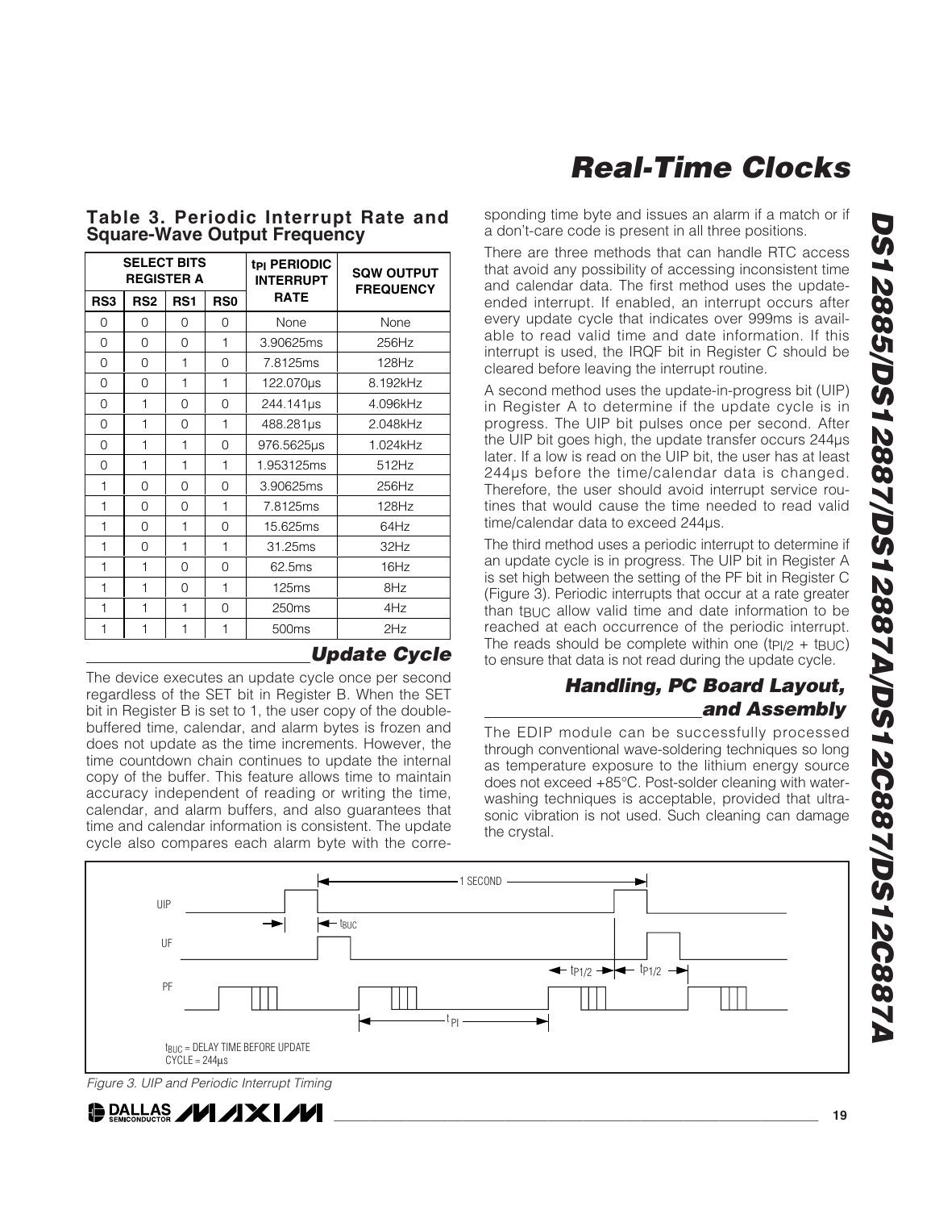## Table 3. Periodic Interrupt Rate and Square-Wave Output Frequency

| SELECT BITS REGISTER A | | | | $t_{PI}$ PERIODIC INTERRUPT RATE | SQW OUTPUT FREQUENCY |
|---|---|---|---|---|---|
| RS3 | RS2 | RS1 | RS0 | | |
| 0 | 0 | 0 | 0 | None | None |
| 0 | 0 | 0 | 1 | 3.90625ms | 256Hz |
| 0 | 0 | 1 | 0 | 7.8125ms | 128Hz |
| 0 | 0 | 1 | 1 | 122.070µs | 8.192kHz |
| 0 | 1 | 0 | 0 | 244.141µs | 4.096kHz |
| 0 | 1 | 0 | 1 | 488.281µs | 2.048kHz |
| 0 | 1 | 1 | 0 | 976.5625µs | 1.024kHz |
| 0 | 1 | 1 | 1 | 1.953125ms | 512Hz |
| 1 | 0 | 0 | 0 | 3.90625ms | 256Hz |
| 1 | 0 | 0 | 1 | 7.8125ms | 128Hz |
| 1 | 0 | 1 | 0 | 15.625ms | 64Hz |
| 1 | 0 | 1 | 1 | 31.25ms | 32Hz |
| 1 | 1 | 0 | 0 | 62.5ms | 16Hz |
| 1 | 1 | 0 | 1 | 125ms | 8Hz |
| 1 | 1 | 1 | 0 | 250ms | 4Hz |
| 1 | 1 | 1 | 1 | 500ms | 2Hz |

## Update Cycle

The device executes an update cycle once per second regardless of the SET bit in Register B. When the SET bit in Register B is set to 1, the user copy of the double-buffered time, calendar, and alarm bytes is frozen and does not update as the time increments. However, the time countdown chain continues to update the internal copy of the buffer. This feature allows time to maintain accuracy independent of reading or writing the time, calendar, and alarm buffers, and also guarantees that time and calendar information is consistent. The update cycle also compares each alarm byte with the corresponding time byte and issues an alarm if a match or if a don't-care code is present in all three positions.

There are three methods that can handle RTC access that avoid any possibility of accessing inconsistent time and calendar data. The first method uses the update-ended interrupt. If enabled, an interrupt occurs after every update cycle that indicates over 999ms is available to read valid time and date information. If this interrupt is used, the IRQF bit in Register C should be cleared before leaving the interrupt routine.

A second method uses the update-in-progress bit (UIP) in Register A to determine if the update cycle is in progress. The UIP bit pulses once per second. After the UIP bit goes high, the update transfer occurs 244µs later. If a low is read on the UIP bit, the user has at least 244µs before the time/calendar data is changed. Therefore, the user should avoid interrupt service routines that would cause the time needed to read valid time/calendar data to exceed 244µs.

The third method uses a periodic interrupt to determine if an update cycle is in progress. The UIP bit in Register A is set high between the setting of the PF bit in Register C (Figure 3). Periodic interrupts that occur at a rate greater than $t_{BUC}$ allow valid time and date information to be reached at each occurrence of the periodic interrupt. The reads should be complete within one ($t_{PI/2}$ + $t_{BUC}$) to ensure that data is not read during the update cycle.

## Handling, PC Board Layout, and Assembly

The EDIP module can be successfully processed through conventional wave-soldering techniques so long as temperature exposure to the lithium energy source does not exceed +85°C. Post-solder cleaning with water-washing techniques is acceptable, provided that ultrasonic vibration is not used. Such cleaning can damage the crystal.

$t_{BUC}$ = DELAY TIME BEFORE UPDATE CYCLE = 244µs

*Figure 3. UIP and Periodic Interrupt Timing*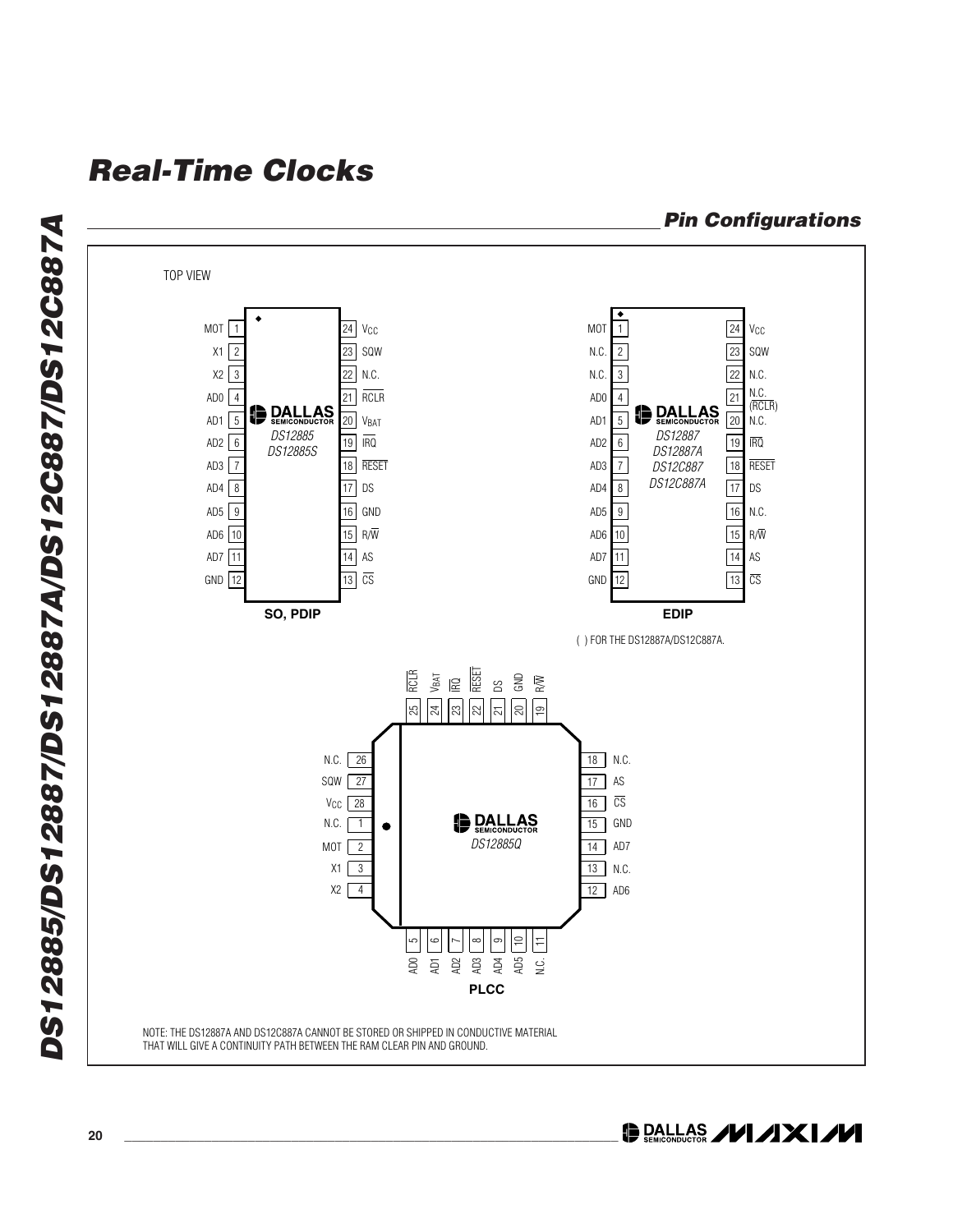## Pin Configurations

TOP VIEW

**SO, PDIP** — DALLAS SEMICONDUCTOR DS12885 / DS12885S

| Pin | Name | Pin | Name |
|---|---|---|---|
| 1 | MOT | 24 | $V_{CC}$ |
| 2 | X1 | 23 | SQW |
| 3 | X2 | 22 | N.C. |
| 4 | AD0 | 21 | $\overline{RCLR}$ |
| 5 | AD1 | 20 | $V_{BAT}$ |
| 6 | AD2 | 19 | $\overline{IRQ}$ |
| 7 | AD3 | 18 | $\overline{RESET}$ |
| 8 | AD4 | 17 | DS |
| 9 | AD5 | 16 | GND |
| 10 | AD6 | 15 | R/$\overline{W}$ |
| 11 | AD7 | 14 | AS |
| 12 | GND | 13 | $\overline{CS}$ |

**EDIP** — DALLAS SEMICONDUCTOR DS12887 / DS12887A / DS12C887 / DS12C887A

| Pin | Name | Pin | Name |
|---|---|---|---|
| 1 | MOT | 24 | $V_{CC}$ |
| 2 | N.C. | 23 | SQW |
| 3 | N.C. | 22 | N.C. |
| 4 | AD0 | 21 | N.C. ($\overline{RCLR}$) |
| 5 | AD1 | 20 | N.C. |
| 6 | AD2 | 19 | $\overline{IRQ}$ |
| 7 | AD3 | 18 | $\overline{RESET}$ |
| 8 | AD4 | 17 | DS |
| 9 | AD5 | 16 | N.C. |
| 10 | AD6 | 15 | R/$\overline{W}$ |
| 11 | AD7 | 14 | AS |
| 12 | GND | 13 | $\overline{CS}$ |

( ) FOR THE DS12887A/DS12C887A.

**PLCC** — DALLAS SEMICONDUCTOR DS12885Q

| Pin | Name | Pin | Name |
|---|---|---|---|
| 1 | N.C. | 15 | GND |
| 2 | MOT | 16 | $\overline{CS}$ |
| 3 | X1 | 17 | AS |
| 4 | X2 | 18 | N.C. |
| 5 | AD0 | 19 | R/$\overline{W}$ |
| 6 | AD1 | 20 | GND |
| 7 | AD2 | 21 | DS |
| 8 | AD3 | 22 | $\overline{RESET}$ |
| 9 | AD4 | 23 | $\overline{IRQ}$ |
| 10 | AD5 | 24 | $V_{BAT}$ |
| 11 | N.C. | 25 | $\overline{RCLR}$ |
| 12 | AD6 | 26 | N.C. |
| 13 | N.C. | 27 | SQW |
| 14 | AD7 | 28 | $V_{CC}$ |

NOTE: THE DS12887A AND DS12C887A CANNOT BE STORED OR SHIPPED IN CONDUCTIVE MATERIAL THAT WILL GIVE A CONTINUITY PATH BETWEEN THE RAM CLEAR PIN AND GROUND.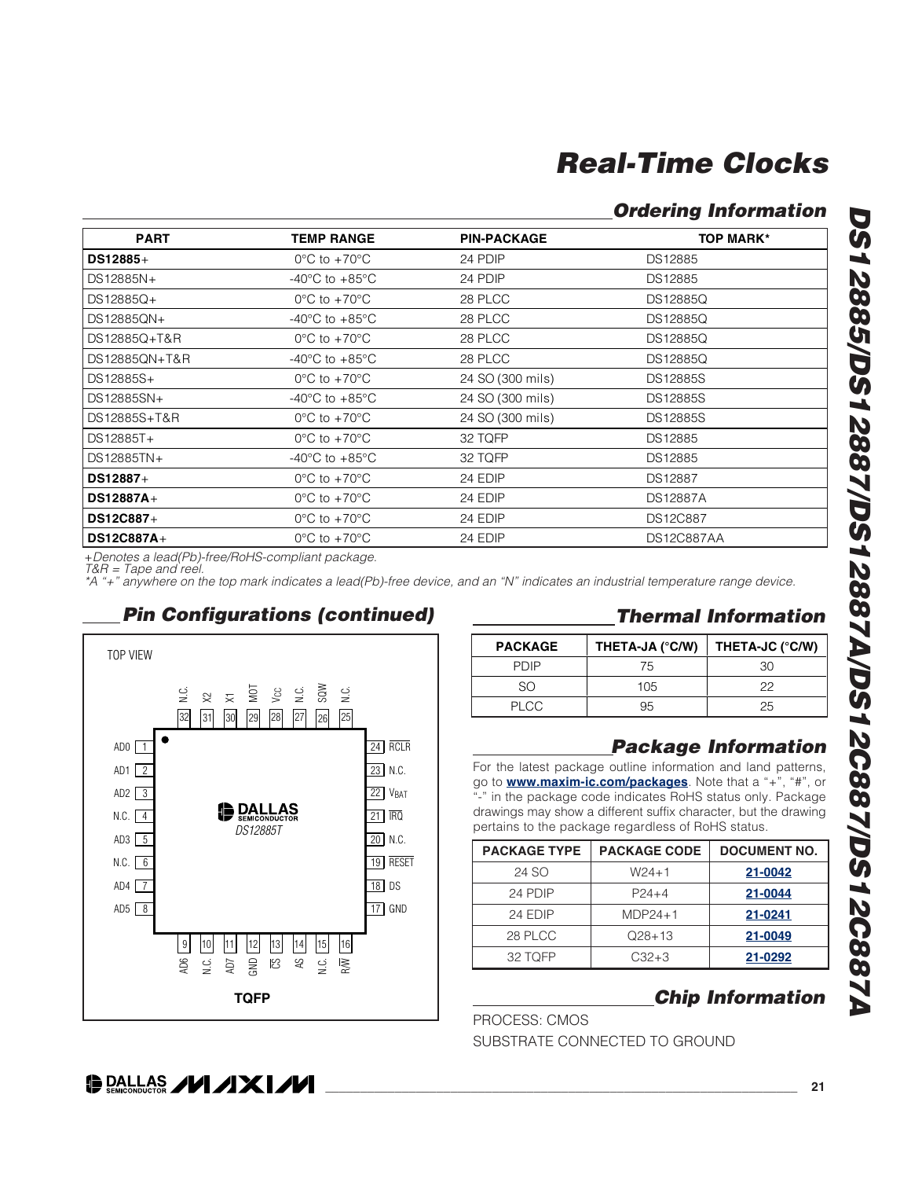## Ordering Information

| PART | TEMP RANGE | PIN-PACKAGE | TOP MARK* |
|---|---|---|---|
| **DS12885**+ | 0°C to +70°C | 24 PDIP | DS12885 |
| DS12885N+ | -40°C to +85°C | 24 PDIP | DS12885 |
| DS12885Q+ | 0°C to +70°C | 28 PLCC | DS12885Q |
| DS12885QN+ | -40°C to +85°C | 28 PLCC | DS12885Q |
| DS12885Q+T&R | 0°C to +70°C | 28 PLCC | DS12885Q |
| DS12885QN+T&R | -40°C to +85°C | 28 PLCC | DS12885Q |
| DS12885S+ | 0°C to +70°C | 24 SO (300 mils) | DS12885S |
| DS12885SN+ | -40°C to +85°C | 24 SO (300 mils) | DS12885S |
| DS12885S+T&R | 0°C to +70°C | 24 SO (300 mils) | DS12885S |
| DS12885T+ | 0°C to +70°C | 32 TQFP | DS12885 |
| DS12885TN+ | -40°C to +85°C | 32 TQFP | DS12885 |
| **DS12887**+ | 0°C to +70°C | 24 EDIP | DS12887 |
| **DS12887A**+ | 0°C to +70°C | 24 EDIP | DS12887A |
| **DS12C887**+ | 0°C to +70°C | 24 EDIP | DS12C887 |
| **DS12C887A**+ | 0°C to +70°C | 24 EDIP | DS12C887AA |

*+Denotes a lead(Pb)-free/RoHS-compliant package.*
*T&R = Tape and reel.*
*\*A "+" anywhere on the top mark indicates a lead(Pb)-free device, and an "N" indicates an industrial temperature range device.*

## Pin Configurations (continued)

TOP VIEW

DS12885T — TQFP

| Pin | Name | Pin | Name |
|---|---|---|---|
| 1 | AD0 | 17 | GND |
| 2 | AD1 | 18 | DS |
| 3 | AD2 | 19 | RESET |
| 4 | N.C. | 20 | N.C. |
| 5 | AD3 | 21 | IRQ |
| 6 | N.C. | 22 | $V_{BAT}$ |
| 7 | AD4 | 23 | N.C. |
| 8 | AD5 | 24 | RCLR |
| 9 | AD6 | 25 | N.C. |
| 10 | N.C. | 26 | SQW |
| 11 | AD7 | 27 | N.C. |
| 12 | GND | 28 | $V_{CC}$ |
| 13 | CS | 29 | MOT |
| 14 | AS | 30 | X1 |
| 15 | N.C. | 31 | X2 |
| 16 | R/W | 32 | N.C. |

## Thermal Information

| PACKAGE | THETA-JA (°C/W) | THETA-JC (°C/W) |
|---|---|---|
| PDIP | 75 | 30 |
| SO | 105 | 22 |
| PLCC | 95 | 25 |

## Package Information

For the latest package outline information and land patterns, go to **www.maxim-ic.com/packages**. Note that a "+", "#", or "-" in the package code indicates RoHS status only. Package drawings may show a different suffix character, but the drawing pertains to the package regardless of RoHS status.

| PACKAGE TYPE | PACKAGE CODE | DOCUMENT NO. |
|---|---|---|
| 24 SO | W24+1 | **21-0042** |
| 24 PDIP | P24+4 | **21-0044** |
| 24 EDIP | MDP24+1 | **21-0241** |
| 28 PLCC | Q28+13 | **21-0049** |
| 32 TQFP | C32+3 | **21-0292** |

## Chip Information

PROCESS: CMOS

SUBSTRATE CONNECTED TO GROUND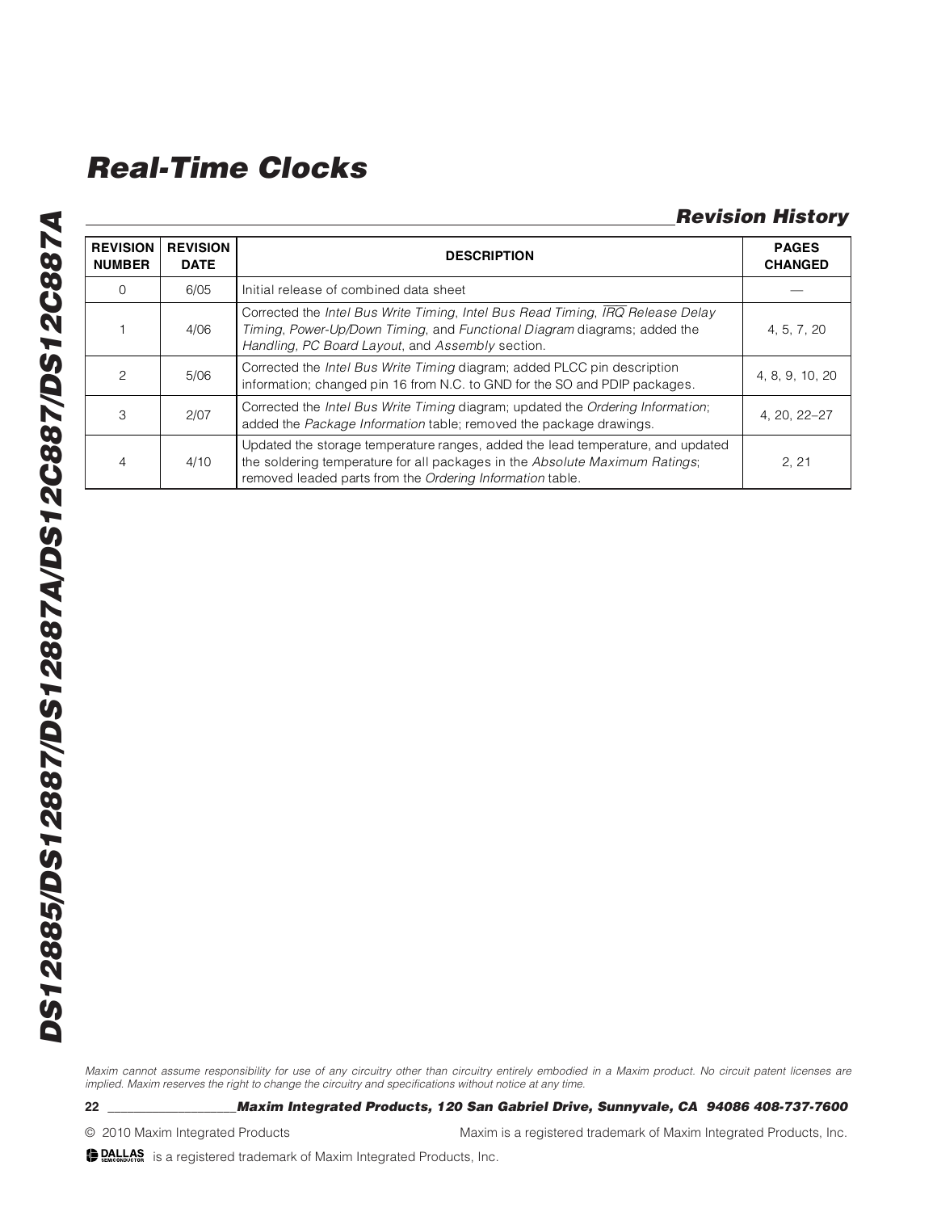## Revision History

| REVISION NUMBER | REVISION DATE | DESCRIPTION | PAGES CHANGED |
|---|---|---|---|
| 0 | 6/05 | Initial release of combined data sheet | — |
| 1 | 4/06 | Corrected the *Intel Bus Write Timing*, *Intel Bus Read Timing*, *IRQ Release Delay Timing*, *Power-Up/Down Timing*, and *Functional Diagram* diagrams; added the *Handling*, *PC Board Layout*, and *Assembly* section. | 4, 5, 7, 20 |
| 2 | 5/06 | Corrected the *Intel Bus Write Timing* diagram; added PLCC pin description information; changed pin 16 from N.C. to GND for the SO and PDIP packages. | 4, 8, 9, 10, 20 |
| 3 | 2/07 | Corrected the *Intel Bus Write Timing* diagram; updated the *Ordering Information*; added the *Package Information* table; removed the package drawings. | 4, 20, 22–27 |
| 4 | 4/10 | Updated the storage temperature ranges, added the lead temperature, and updated the soldering temperature for all packages in the *Absolute Maximum Ratings*; removed leaded parts from the *Ordering Information* table. | 2, 21 |

*Maxim cannot assume responsibility for use of any circuitry other than circuitry entirely embodied in a Maxim product. No circuit patent licenses are implied. Maxim reserves the right to change the circuitry and specifications without notice at any time.*

***Maxim Integrated Products, 120 San Gabriel Drive, Sunnyvale, CA 94086 408-737-7600***

© 2010 Maxim Integrated Products Maxim is a registered trademark of Maxim Integrated Products, Inc.

DALLAS SEMICONDUCTOR is a registered trademark of Maxim Integrated Products, Inc.